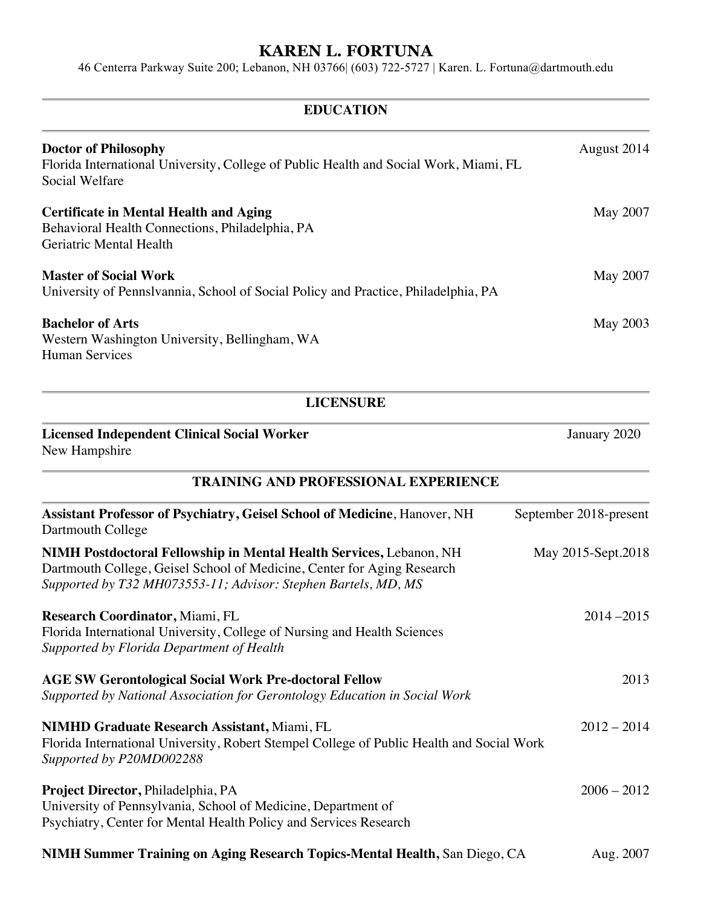# KAREN L. FORTUNA

46 Centerra Parkway Suite 200; Lebanon, NH 03766| (603) 722-5727 | Karen. L. Fortuna@dartmouth.edu

## EDUCATION

**Doctor of Philosophy** — August 2014
Florida International University, College of Public Health and Social Work, Miami, FL
Social Welfare

**Certificate in Mental Health and Aging** — May 2007
Behavioral Health Connections, Philadelphia, PA
Geriatric Mental Health

**Master of Social Work** — May 2007
University of Pennslvannia, School of Social Policy and Practice, Philadelphia, PA

**Bachelor of Arts** — May 2003
Western Washington University, Bellingham, WA
Human Services

## LICENSURE

**Licensed Independent Clinical Social Worker** — January 2020
New Hampshire

## TRAINING AND PROFESSIONAL EXPERIENCE

**Assistant Professor of Psychiatry, Geisel School of Medicine**, Hanover, NH — September 2018-present
Dartmouth College

**NIMH Postdoctoral Fellowship in Mental Health Services,** Lebanon, NH — May 2015-Sept.2018
Dartmouth College, Geisel School of Medicine, Center for Aging Research
*Supported by T32 MH073553-11; Advisor: Stephen Bartels, MD, MS*

**Research Coordinator,** Miami, FL — 2014 –2015
Florida International University, College of Nursing and Health Sciences
*Supported by Florida Department of Health*

**AGE SW Gerontological Social Work Pre-doctoral Fellow** — 2013
*Supported by National Association for Gerontology Education in Social Work*

**NIMHD Graduate Research Assistant,** Miami, FL — 2012 – 2014
Florida International University, Robert Stempel College of Public Health and Social Work
*Supported by P20MD002288*

**Project Director,** Philadelphia, PA — 2006 – 2012
University of Pennsylvania, School of Medicine, Department of Psychiatry, Center for Mental Health Policy and Services Research

**NIMH Summer Training on Aging Research Topics-Mental Health,** San Diego, CA — Aug. 2007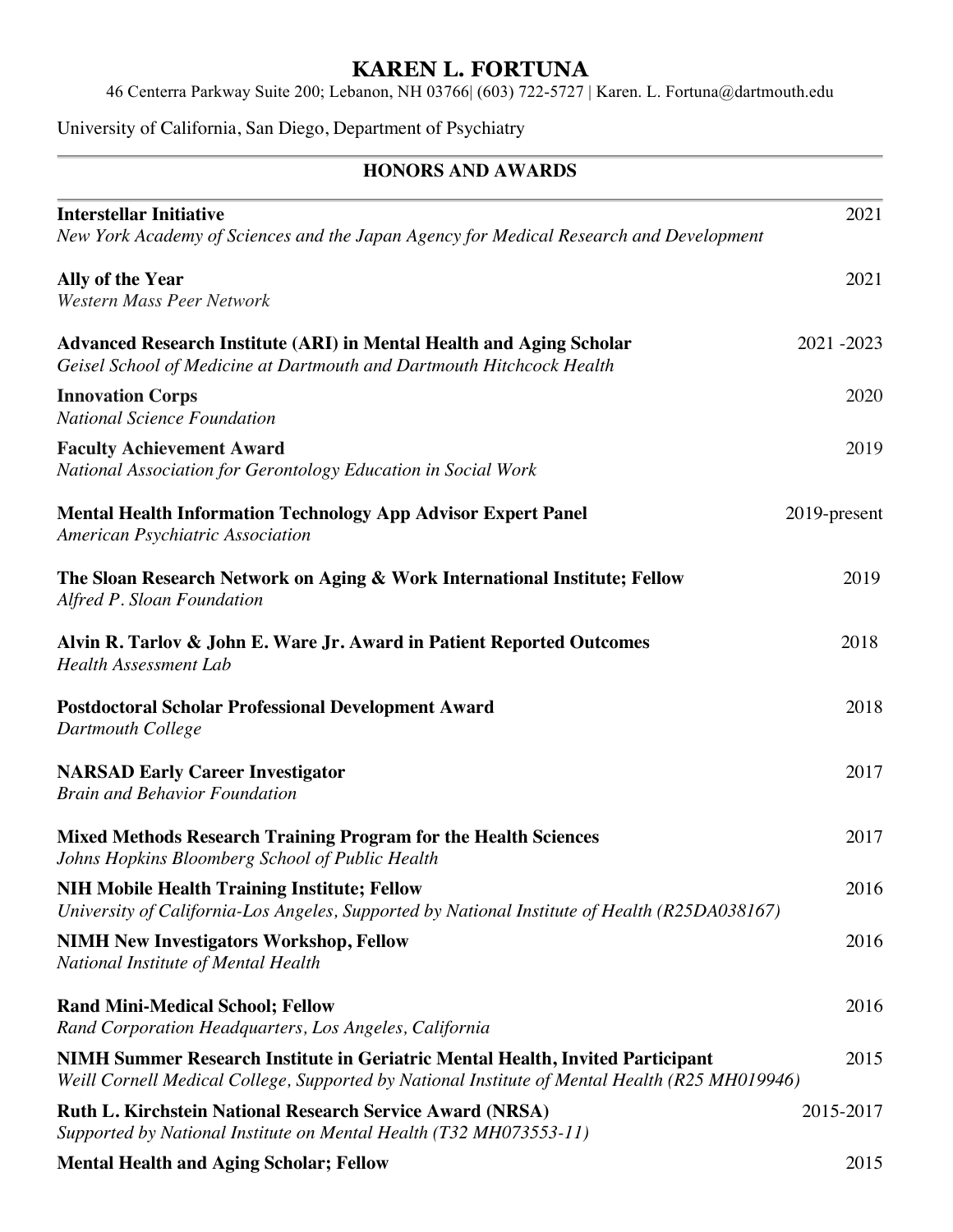# KAREN L. FORTUNA

46 Centerra Parkway Suite 200; Lebanon, NH 03766| (603) 722-5727 | Karen. L. Fortuna@dartmouth.edu

University of California, San Diego, Department of Psychiatry

## HONORS AND AWARDS

**Interstellar Initiative** — 2021
*New York Academy of Sciences and the Japan Agency for Medical Research and Development*

**Ally of the Year** — 2021
*Western Mass Peer Network*

**Advanced Research Institute (ARI) in Mental Health and Aging Scholar** — 2021 -2023
*Geisel School of Medicine at Dartmouth and Dartmouth Hitchcock Health*

**Innovation Corps** — 2020
*National Science Foundation*

**Faculty Achievement Award** — 2019
*National Association for Gerontology Education in Social Work*

**Mental Health Information Technology App Advisor Expert Panel** — 2019-present
*American Psychiatric Association*

**The Sloan Research Network on Aging & Work International Institute; Fellow** — 2019
*Alfred P. Sloan Foundation*

**Alvin R. Tarlov & John E. Ware Jr. Award in Patient Reported Outcomes** — 2018
*Health Assessment Lab*

**Postdoctoral Scholar Professional Development Award** — 2018
*Dartmouth College*

**NARSAD Early Career Investigator** — 2017
*Brain and Behavior Foundation*

**Mixed Methods Research Training Program for the Health Sciences** — 2017
*Johns Hopkins Bloomberg School of Public Health*

**NIH Mobile Health Training Institute; Fellow** — 2016
*University of California-Los Angeles, Supported by National Institute of Health (R25DA038167)*

**NIMH New Investigators Workshop, Fellow** — 2016
*National Institute of Mental Health*

**Rand Mini-Medical School; Fellow** — 2016
*Rand Corporation Headquarters, Los Angeles, California*

**NIMH Summer Research Institute in Geriatric Mental Health, Invited Participant** — 2015
*Weill Cornell Medical College, Supported by National Institute of Mental Health (R25 MH019946)*

**Ruth L. Kirchstein National Research Service Award (NRSA)** — 2015-2017
*Supported by National Institute on Mental Health (T32 MH073553-11)*

**Mental Health and Aging Scholar; Fellow** — 2015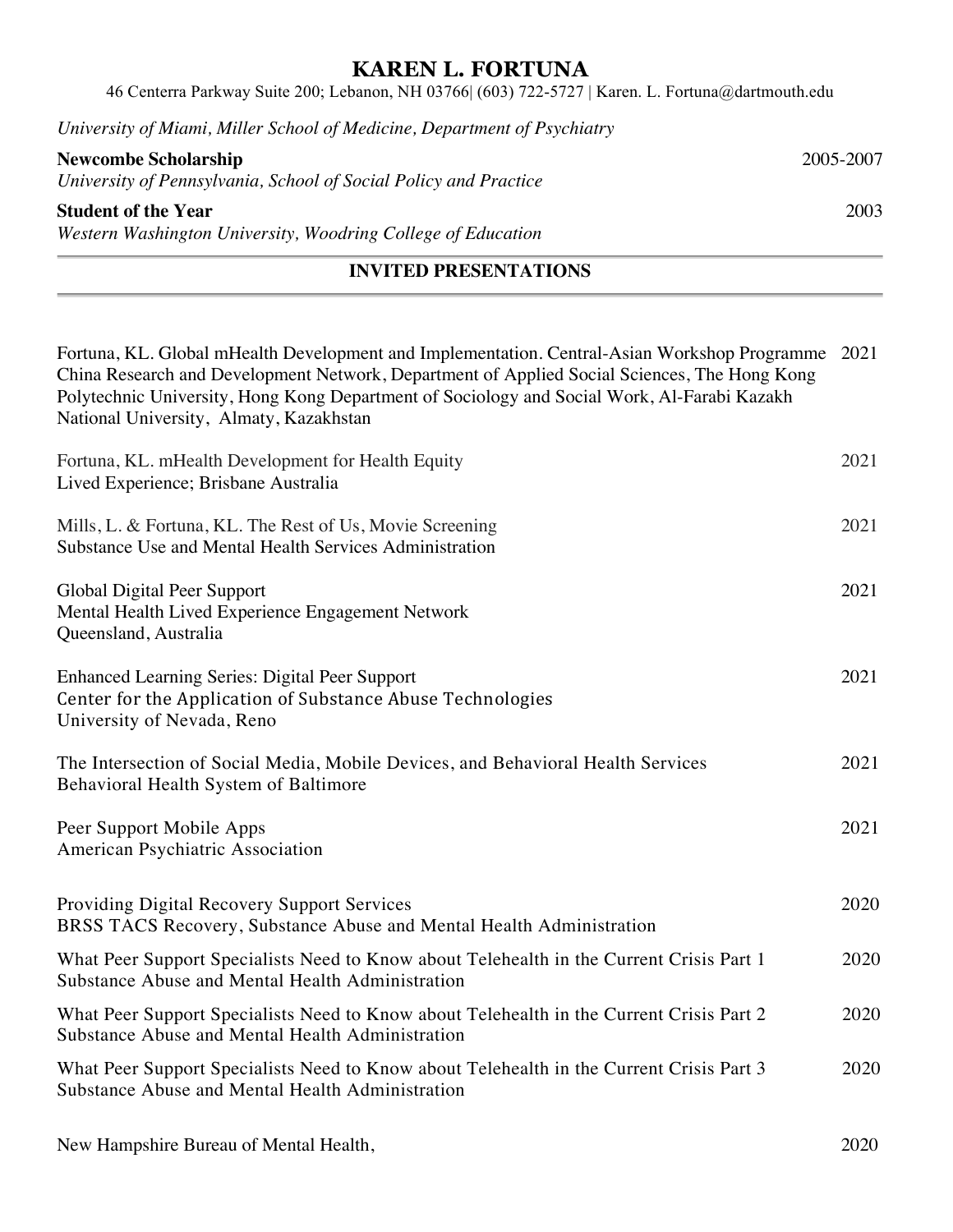# KAREN L. FORTUNA

46 Centerra Parkway Suite 200; Lebanon, NH 03766| (603) 722-5727 | Karen. L. Fortuna@dartmouth.edu

*University of Miami, Miller School of Medicine, Department of Psychiatry*

**Newcombe Scholarship** 2005-2007
*University of Pennsylvania, School of Social Policy and Practice*

**Student of the Year** 2003
*Western Washington University, Woodring College of Education*

## INVITED PRESENTATIONS

Fortuna, KL. Global mHealth Development and Implementation. Central-Asian Workshop Programme China Research and Development Network, Department of Applied Social Sciences, The Hong Kong Polytechnic University, Hong Kong Department of Sociology and Social Work, Al-Farabi Kazakh National University, Almaty, Kazakhstan — 2021

Fortuna, KL. mHealth Development for Health Equity
Lived Experience; Brisbane Australia — 2021

Mills, L. & Fortuna, KL. The Rest of Us, Movie Screening
Substance Use and Mental Health Services Administration — 2021

Global Digital Peer Support
Mental Health Lived Experience Engagement Network
Queensland, Australia — 2021

Enhanced Learning Series: Digital Peer Support
Center for the Application of Substance Abuse Technologies
University of Nevada, Reno — 2021

The Intersection of Social Media, Mobile Devices, and Behavioral Health Services
Behavioral Health System of Baltimore — 2021

Peer Support Mobile Apps
American Psychiatric Association — 2021

Providing Digital Recovery Support Services
BRSS TACS Recovery, Substance Abuse and Mental Health Administration — 2020

What Peer Support Specialists Need to Know about Telehealth in the Current Crisis Part 1
Substance Abuse and Mental Health Administration — 2020

What Peer Support Specialists Need to Know about Telehealth in the Current Crisis Part 2
Substance Abuse and Mental Health Administration — 2020

What Peer Support Specialists Need to Know about Telehealth in the Current Crisis Part 3
Substance Abuse and Mental Health Administration — 2020

New Hampshire Bureau of Mental Health, — 2020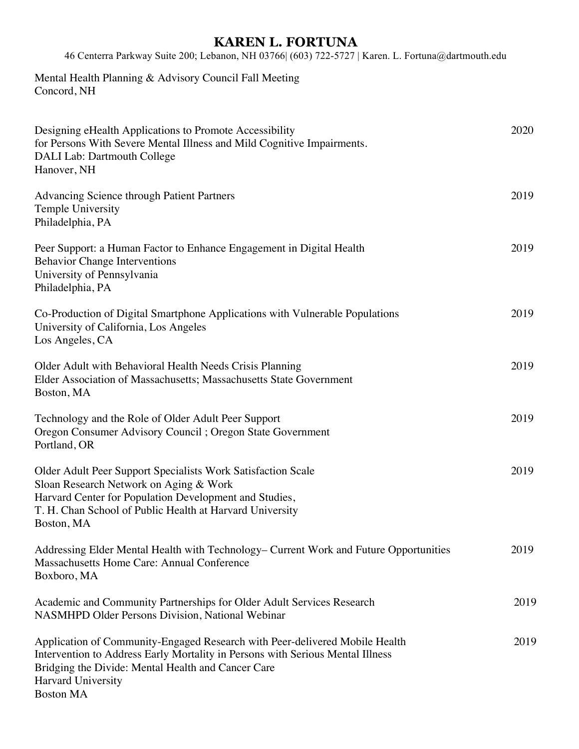# KAREN L. FORTUNA

46 Centerra Parkway Suite 200; Lebanon, NH 03766| (603) 722-5727 | Karen. L. Fortuna@dartmouth.edu

Mental Health Planning & Advisory Council Fall Meeting
Concord, NH

Designing eHealth Applications to Promote Accessibility for Persons With Severe Mental Illness and Mild Cognitive Impairments. — 2020
DALI Lab: Dartmouth College
Hanover, NH

Advancing Science through Patient Partners — 2019
Temple University
Philadelphia, PA

Peer Support: a Human Factor to Enhance Engagement in Digital Health Behavior Change Interventions — 2019
University of Pennsylvania
Philadelphia, PA

Co-Production of Digital Smartphone Applications with Vulnerable Populations — 2019
University of California, Los Angeles
Los Angeles, CA

Older Adult with Behavioral Health Needs Crisis Planning — 2019
Elder Association of Massachusetts; Massachusetts State Government
Boston, MA

Technology and the Role of Older Adult Peer Support — 2019
Oregon Consumer Advisory Council ; Oregon State Government
Portland, OR

Older Adult Peer Support Specialists Work Satisfaction Scale — 2019
Sloan Research Network on Aging & Work
Harvard Center for Population Development and Studies,
T. H. Chan School of Public Health at Harvard University
Boston, MA

Addressing Elder Mental Health with Technology– Current Work and Future Opportunities — 2019
Massachusetts Home Care: Annual Conference
Boxboro, MA

Academic and Community Partnerships for Older Adult Services Research — 2019
NASMHPD Older Persons Division, National Webinar

Application of Community-Engaged Research with Peer-delivered Mobile Health Intervention to Address Early Mortality in Persons with Serious Mental Illness — 2019
Bridging the Divide: Mental Health and Cancer Care
Harvard University
Boston MA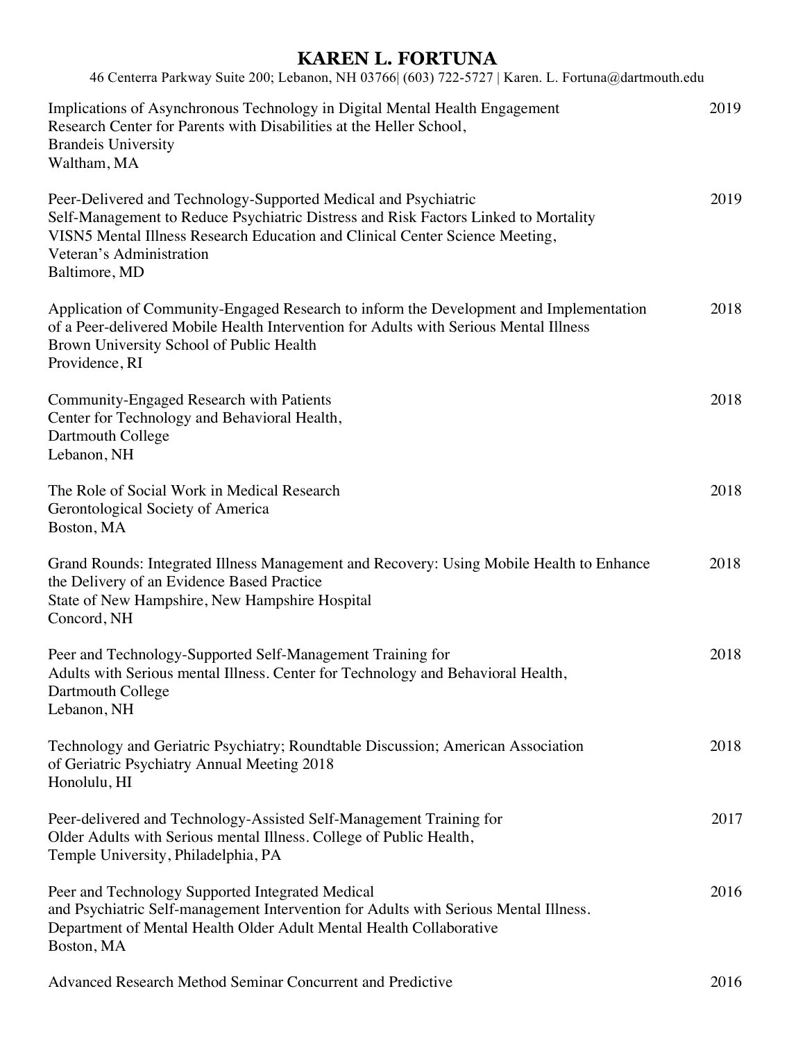Implications of Asynchronous Technology in Digital Mental Health Engagement — 2019
Research Center for Parents with Disabilities at the Heller School,
Brandeis University
Waltham, MA

Peer-Delivered and Technology-Supported Medical and Psychiatric Self-Management to Reduce Psychiatric Distress and Risk Factors Linked to Mortality — 2019
VISN5 Mental Illness Research Education and Clinical Center Science Meeting,
Veteran's Administration
Baltimore, MD

Application of Community-Engaged Research to inform the Development and Implementation of a Peer-delivered Mobile Health Intervention for Adults with Serious Mental Illness — 2018
Brown University School of Public Health
Providence, RI

Community-Engaged Research with Patients — 2018
Center for Technology and Behavioral Health,
Dartmouth College
Lebanon, NH

The Role of Social Work in Medical Research — 2018
Gerontological Society of America
Boston, MA

Grand Rounds: Integrated Illness Management and Recovery: Using Mobile Health to Enhance the Delivery of an Evidence Based Practice — 2018
State of New Hampshire, New Hampshire Hospital
Concord, NH

Peer and Technology-Supported Self-Management Training for Adults with Serious mental Illness. Center for Technology and Behavioral Health, — 2018
Dartmouth College
Lebanon, NH

Technology and Geriatric Psychiatry; Roundtable Discussion; American Association of Geriatric Psychiatry Annual Meeting 2018 — 2018
Honolulu, HI

Peer-delivered and Technology-Assisted Self-Management Training for Older Adults with Serious mental Illness. College of Public Health, — 2017
Temple University, Philadelphia, PA

Peer and Technology Supported Integrated Medical and Psychiatric Self-management Intervention for Adults with Serious Mental Illness. — 2016
Department of Mental Health Older Adult Mental Health Collaborative
Boston, MA

Advanced Research Method Seminar Concurrent and Predictive — 2016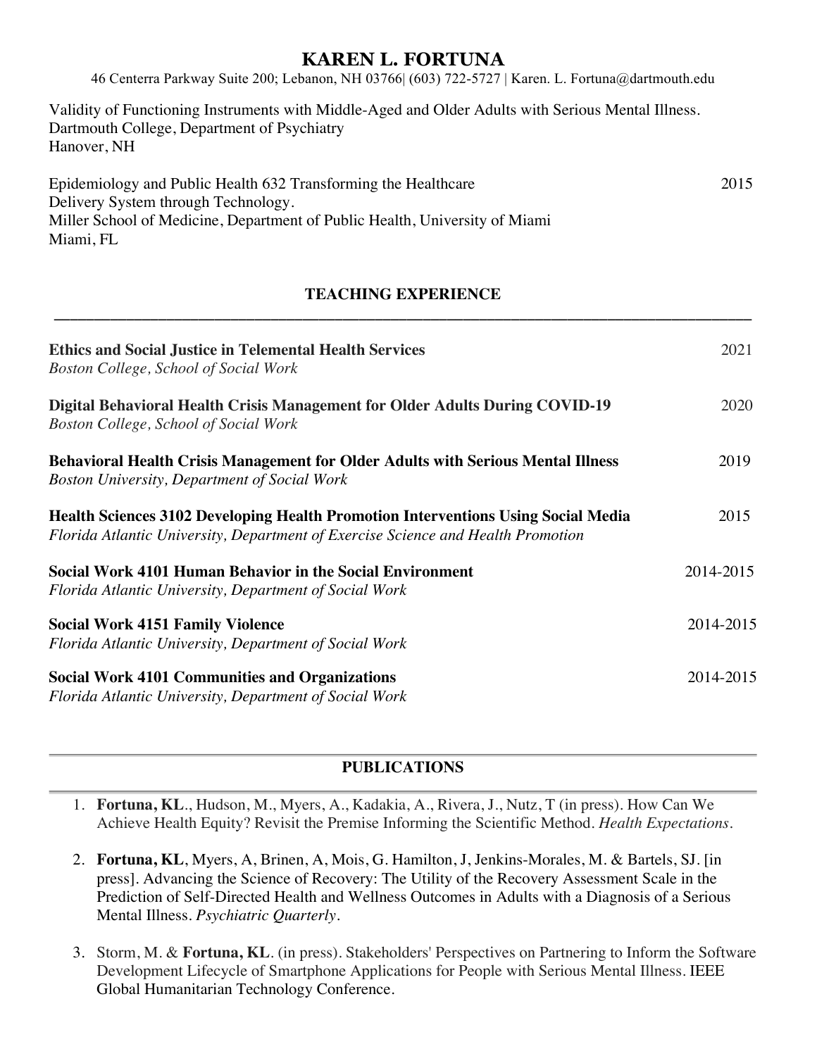Validity of Functioning Instruments with Middle-Aged and Older Adults with Serious Mental Illness.
Dartmouth College, Department of Psychiatry
Hanover, NH

Epidemiology and Public Health 632 Transforming the Healthcare Delivery System through Technology. — 2015
Miller School of Medicine, Department of Public Health, University of Miami
Miami, FL

## TEACHING EXPERIENCE

**Ethics and Social Justice in Telemental Health Services** — 2021
*Boston College, School of Social Work*

**Digital Behavioral Health Crisis Management for Older Adults During COVID-19** — 2020
*Boston College, School of Social Work*

**Behavioral Health Crisis Management for Older Adults with Serious Mental Illness** — 2019
*Boston University, Department of Social Work*

**Health Sciences 3102 Developing Health Promotion Interventions Using Social Media** — 2015
*Florida Atlantic University, Department of Exercise Science and Health Promotion*

**Social Work 4101 Human Behavior in the Social Environment** — 2014-2015
*Florida Atlantic University, Department of Social Work*

**Social Work 4151 Family Violence** — 2014-2015
*Florida Atlantic University, Department of Social Work*

**Social Work 4101 Communities and Organizations** — 2014-2015
*Florida Atlantic University, Department of Social Work*

## PUBLICATIONS

1. **Fortuna, KL**., Hudson, M., Myers, A., Kadakia, A., Rivera, J., Nutz, T (in press). How Can We Achieve Health Equity? Revisit the Premise Informing the Scientific Method. *Health Expectations*.

2. **Fortuna, KL**, Myers, A, Brinen, A, Mois, G. Hamilton, J, Jenkins-Morales, M. & Bartels, SJ. [in press]. Advancing the Science of Recovery: The Utility of the Recovery Assessment Scale in the Prediction of Self-Directed Health and Wellness Outcomes in Adults with a Diagnosis of a Serious Mental Illness. *Psychiatric Quarterly*.

3. Storm, M. & **Fortuna, KL**. (in press). Stakeholders' Perspectives on Partnering to Inform the Software Development Lifecycle of Smartphone Applications for People with Serious Mental Illness. IEEE Global Humanitarian Technology Conference.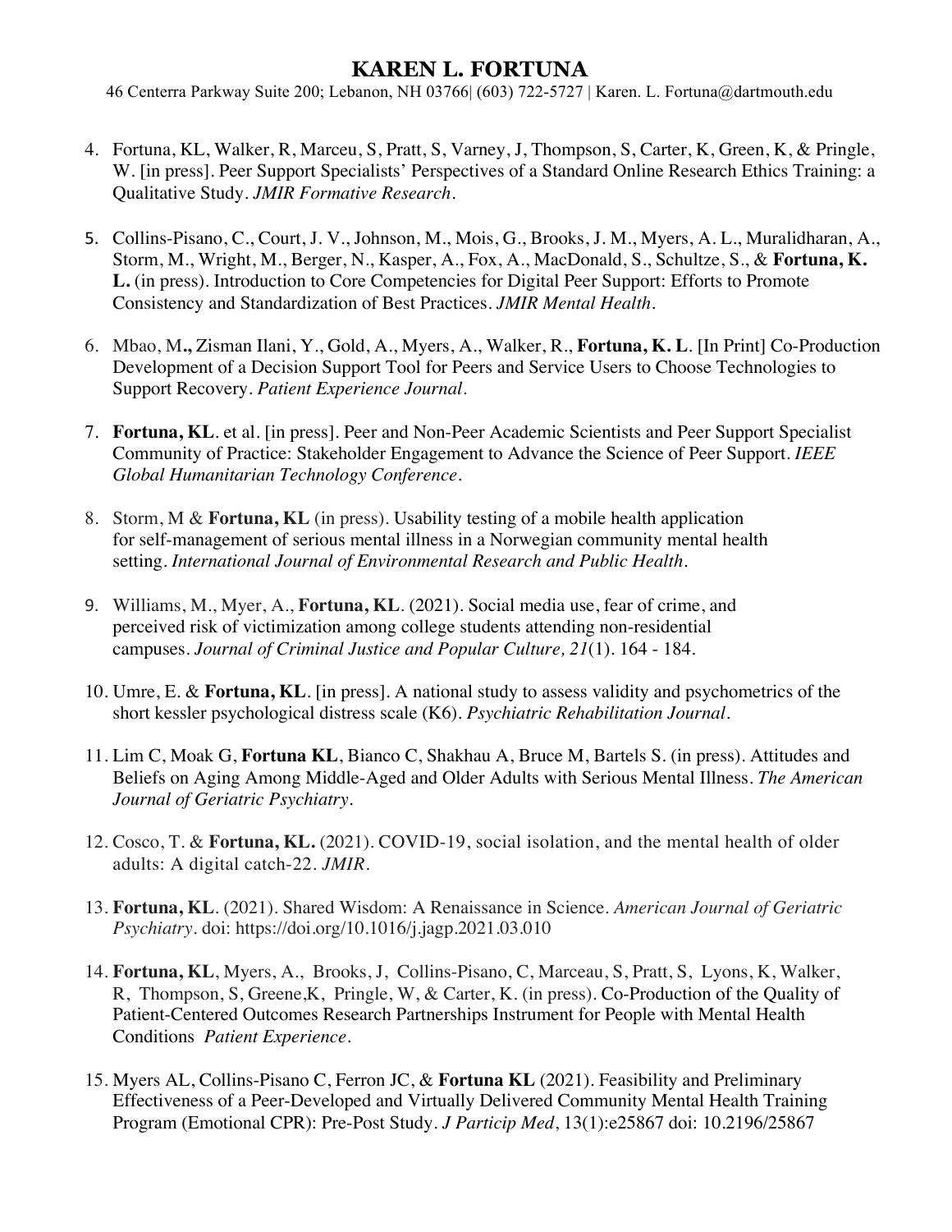4. Fortuna, KL, Walker, R, Marceu, S, Pratt, S, Varney, J, Thompson, S, Carter, K, Green, K, & Pringle, W. [in press]. Peer Support Specialists' Perspectives of a Standard Online Research Ethics Training: a Qualitative Study. *JMIR Formative Research*.

5. Collins-Pisano, C., Court, J. V., Johnson, M., Mois, G., Brooks, J. M., Myers, A. L., Muralidharan, A., Storm, M., Wright, M., Berger, N., Kasper, A., Fox, A., MacDonald, S., Schultze, S., & **Fortuna, K. L.** (in press). Introduction to Core Competencies for Digital Peer Support: Efforts to Promote Consistency and Standardization of Best Practices. *JMIR Mental Health*.

6. Mbao, M**.,** Zisman Ilani, Y., Gold, A., Myers, A., Walker, R., **Fortuna, K. L**. [In Print] Co-Production Development of a Decision Support Tool for Peers and Service Users to Choose Technologies to Support Recovery. *Patient Experience Journal*.

7. **Fortuna, KL**. et al. [in press]. Peer and Non-Peer Academic Scientists and Peer Support Specialist Community of Practice: Stakeholder Engagement to Advance the Science of Peer Support. *IEEE Global Humanitarian Technology Conference*.

8. Storm, M & **Fortuna, KL** (in press). Usability testing of a mobile health application for self-management of serious mental illness in a Norwegian community mental health setting. *International Journal of Environmental Research and Public Health*.

9. Williams, M., Myer, A., **Fortuna, KL**. (2021). Social media use, fear of crime, and perceived risk of victimization among college students attending non-residential campuses. *Journal of Criminal Justice and Popular Culture, 21*(1). 164 - 184.

10. Umre, E. & **Fortuna, KL**. [in press]. A national study to assess validity and psychometrics of the short kessler psychological distress scale (K6). *Psychiatric Rehabilitation Journal*.

11. Lim C, Moak G, **Fortuna KL**, Bianco C, Shakhau A, Bruce M, Bartels S. (in press). Attitudes and Beliefs on Aging Among Middle-Aged and Older Adults with Serious Mental Illness. *The American Journal of Geriatric Psychiatry*.

12. Cosco, T. & **Fortuna, KL.** (2021). COVID-19, social isolation, and the mental health of older adults: A digital catch-22. *JMIR*.

13. **Fortuna, KL**. (2021). Shared Wisdom: A Renaissance in Science. *American Journal of Geriatric Psychiatry*. doi: https://doi.org/10.1016/j.jagp.2021.03.010

14. **Fortuna, KL**, Myers, A., Brooks, J, Collins-Pisano, C, Marceau, S, Pratt, S, Lyons, K, Walker, R, Thompson, S, Greene,K, Pringle, W, & Carter, K. (in press). Co-Production of the Quality of Patient-Centered Outcomes Research Partnerships Instrument for People with Mental Health Conditions *Patient Experience*.

15. Myers AL, Collins-Pisano C, Ferron JC, & **Fortuna KL** (2021). Feasibility and Preliminary Effectiveness of a Peer-Developed and Virtually Delivered Community Mental Health Training Program (Emotional CPR): Pre-Post Study. *J Particip Med*, 13(1):e25867 doi: 10.2196/25867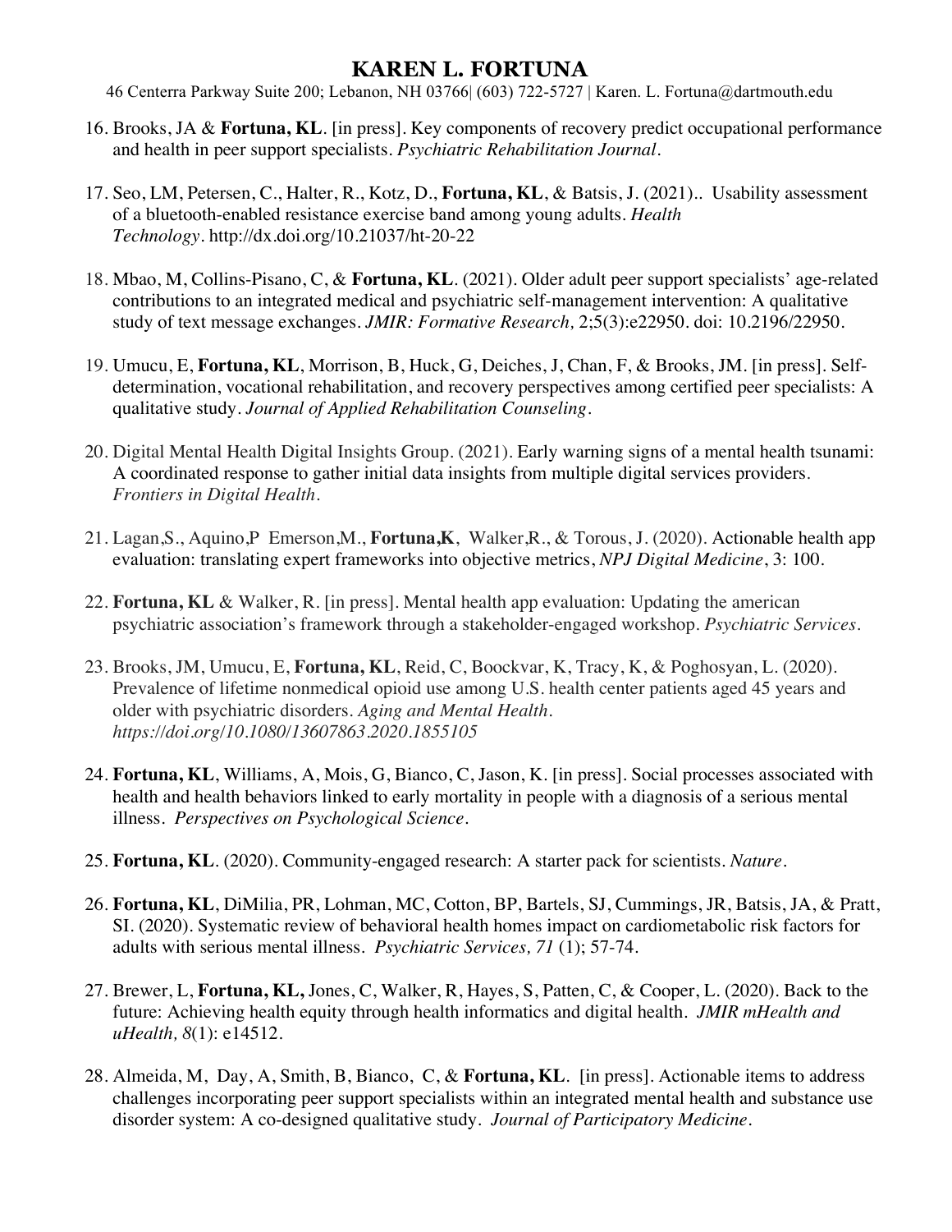16. Brooks, JA & **Fortuna, KL**. [in press]. Key components of recovery predict occupational performance and health in peer support specialists. *Psychiatric Rehabilitation Journal*.

17. Seo, LM, Petersen, C., Halter, R., Kotz, D., **Fortuna, KL**, & Batsis, J. (2021).. Usability assessment of a bluetooth-enabled resistance exercise band among young adults. *Health Technology*. http://dx.doi.org/10.21037/ht-20-22

18. Mbao, M, Collins-Pisano, C, & **Fortuna, KL**. (2021). Older adult peer support specialists' age-related contributions to an integrated medical and psychiatric self-management intervention: A qualitative study of text message exchanges. *JMIR: Formative Research,* 2;5(3):e22950. doi: 10.2196/22950.

19. Umucu, E, **Fortuna, KL**, Morrison, B, Huck, G, Deiches, J, Chan, F, & Brooks, JM. [in press]. Self-determination, vocational rehabilitation, and recovery perspectives among certified peer specialists: A qualitative study. *Journal of Applied Rehabilitation Counseling*.

20. Digital Mental Health Digital Insights Group. (2021). Early warning signs of a mental health tsunami: A coordinated response to gather initial data insights from multiple digital services providers. *Frontiers in Digital Health*.

21. Lagan,S., Aquino,P Emerson,M., **Fortuna,K**, Walker,R., & Torous, J. (2020). Actionable health app evaluation: translating expert frameworks into objective metrics, *NPJ Digital Medicine*, 3: 100.

22. **Fortuna, KL** & Walker, R. [in press]. Mental health app evaluation: Updating the american psychiatric association's framework through a stakeholder-engaged workshop. *Psychiatric Services*.

23. Brooks, JM, Umucu, E, **Fortuna, KL**, Reid, C, Boockvar, K, Tracy, K, & Poghosyan, L. (2020). Prevalence of lifetime nonmedical opioid use among U.S. health center patients aged 45 years and older with psychiatric disorders. *Aging and Mental Health. https://doi.org/10.1080/13607863.2020.1855105*

24. **Fortuna, KL**, Williams, A, Mois, G, Bianco, C, Jason, K. [in press]. Social processes associated with health and health behaviors linked to early mortality in people with a diagnosis of a serious mental illness. *Perspectives on Psychological Science*.

25. **Fortuna, KL**. (2020). Community-engaged research: A starter pack for scientists. *Nature*.

26. **Fortuna, KL**, DiMilia, PR, Lohman, MC, Cotton, BP, Bartels, SJ, Cummings, JR, Batsis, JA, & Pratt, SI. (2020). Systematic review of behavioral health homes impact on cardiometabolic risk factors for adults with serious mental illness. *Psychiatric Services, 71* (1); 57-74.

27. Brewer, L, **Fortuna, KL,** Jones, C, Walker, R, Hayes, S, Patten, C, & Cooper, L. (2020). Back to the future: Achieving health equity through health informatics and digital health. *JMIR mHealth and uHealth, 8*(1): e14512.

28. Almeida, M, Day, A, Smith, B, Bianco, C, & **Fortuna, KL**. [in press]. Actionable items to address challenges incorporating peer support specialists within an integrated mental health and substance use disorder system: A co-designed qualitative study. *Journal of Participatory Medicine*.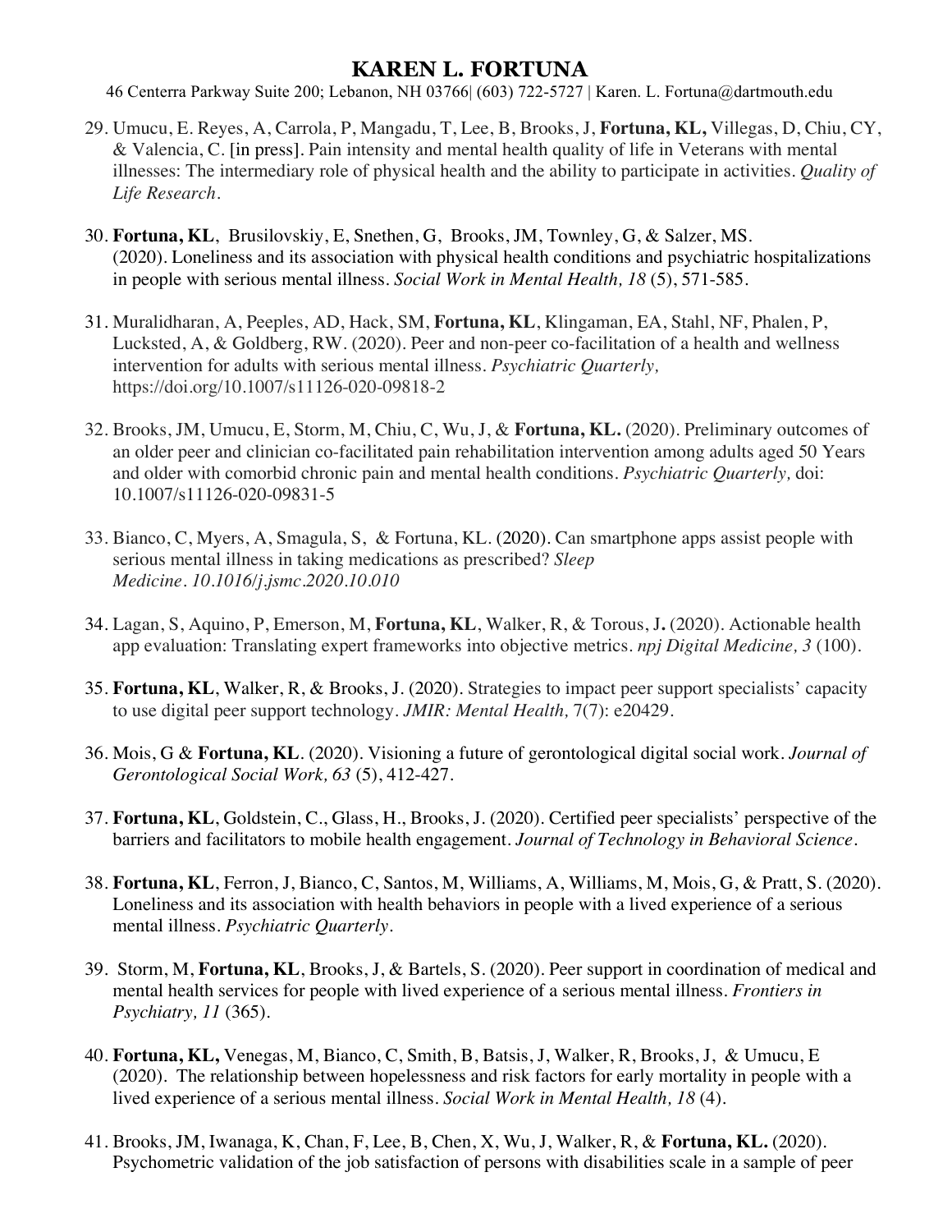29. Umucu, E. Reyes, A, Carrola, P, Mangadu, T, Lee, B, Brooks, J, **Fortuna, KL,** Villegas, D, Chiu, CY, & Valencia, C. [in press]. Pain intensity and mental health quality of life in Veterans with mental illnesses: The intermediary role of physical health and the ability to participate in activities. *Quality of Life Research.*

30. **Fortuna, KL**, Brusilovskiy, E, Snethen, G, Brooks, JM, Townley, G, & Salzer, MS. (2020). Loneliness and its association with physical health conditions and psychiatric hospitalizations in people with serious mental illness. *Social Work in Mental Health, 18* (5), 571-585.

31. Muralidharan, A, Peeples, AD, Hack, SM, **Fortuna, KL**, Klingaman, EA, Stahl, NF, Phalen, P, Lucksted, A, & Goldberg, RW. (2020). Peer and non-peer co-facilitation of a health and wellness intervention for adults with serious mental illness. *Psychiatric Quarterly,* https://doi.org/10.1007/s11126-020-09818-2

32. Brooks, JM, Umucu, E, Storm, M, Chiu, C, Wu, J, & **Fortuna, KL.** (2020). Preliminary outcomes of an older peer and clinician co-facilitated pain rehabilitation intervention among adults aged 50 Years and older with comorbid chronic pain and mental health conditions. *Psychiatric Quarterly,* doi: 10.1007/s11126-020-09831-5

33. Bianco, C, Myers, A, Smagula, S, & Fortuna, KL. (2020). Can smartphone apps assist people with serious mental illness in taking medications as prescribed? *Sleep Medicine. 10.1016/j.jsmc.2020.10.010*

34. Lagan, S, Aquino, P, Emerson, M, **Fortuna, KL**, Walker, R, & Torous, J**.** (2020). Actionable health app evaluation: Translating expert frameworks into objective metrics. *npj Digital Medicine, 3* (100).

35. **Fortuna, KL**, Walker, R, & Brooks, J. (2020). Strategies to impact peer support specialists' capacity to use digital peer support technology. *JMIR: Mental Health,* 7(7): e20429.

36. Mois, G & **Fortuna, KL**. (2020). Visioning a future of gerontological digital social work. *Journal of Gerontological Social Work, 63* (5), 412-427.

37. **Fortuna, KL**, Goldstein, C., Glass, H., Brooks, J. (2020). Certified peer specialists' perspective of the barriers and facilitators to mobile health engagement. *Journal of Technology in Behavioral Science.*

38. **Fortuna, KL**, Ferron, J, Bianco, C, Santos, M, Williams, A, Williams, M, Mois, G, & Pratt, S. (2020). Loneliness and its association with health behaviors in people with a lived experience of a serious mental illness. *Psychiatric Quarterly.*

39. Storm, M, **Fortuna, KL**, Brooks, J, & Bartels, S. (2020). Peer support in coordination of medical and mental health services for people with lived experience of a serious mental illness. *Frontiers in Psychiatry, 11* (365).

40. **Fortuna, KL,** Venegas, M, Bianco, C, Smith, B, Batsis, J, Walker, R, Brooks, J, & Umucu, E (2020). The relationship between hopelessness and risk factors for early mortality in people with a lived experience of a serious mental illness. *Social Work in Mental Health, 18* (4).

41. Brooks, JM, Iwanaga, K, Chan, F, Lee, B, Chen, X, Wu, J, Walker, R, & **Fortuna, KL.** (2020). Psychometric validation of the job satisfaction of persons with disabilities scale in a sample of peer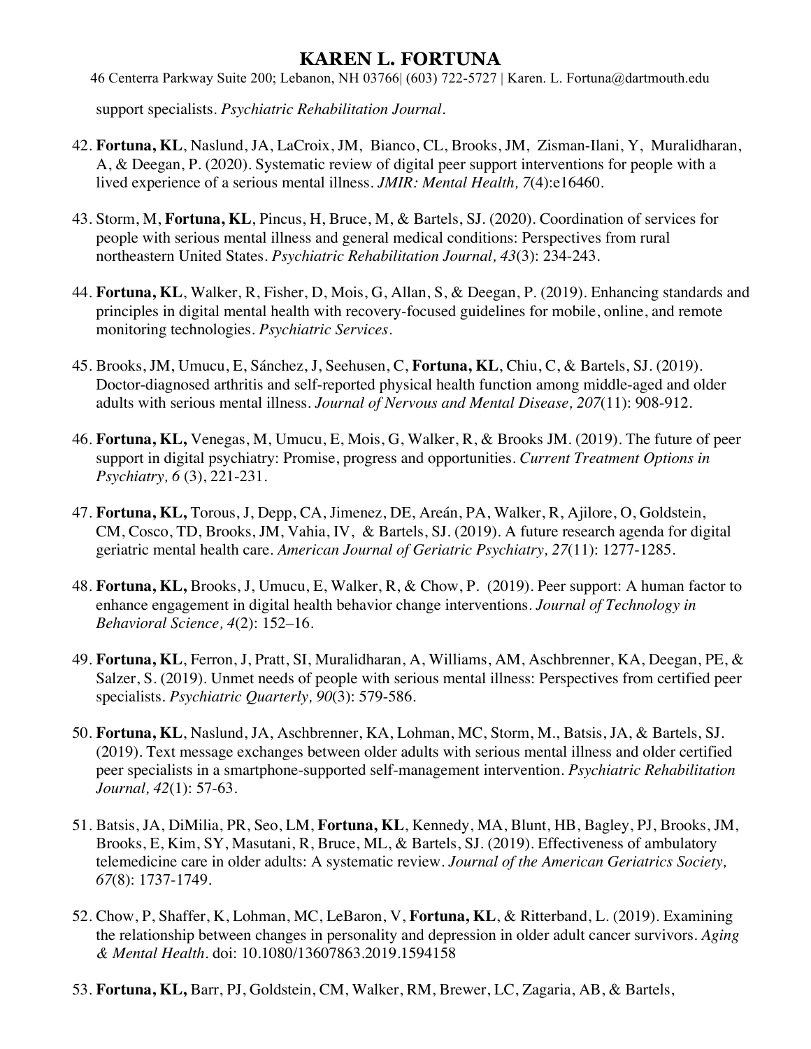support specialists. *Psychiatric Rehabilitation Journal*.

42. **Fortuna, KL**, Naslund, JA, LaCroix, JM, Bianco, CL, Brooks, JM, Zisman-Ilani, Y, Muralidharan, A, & Deegan, P. (2020). Systematic review of digital peer support interventions for people with a lived experience of a serious mental illness. *JMIR: Mental Health, 7*(4):e16460.

43. Storm, M, **Fortuna, KL**, Pincus, H, Bruce, M, & Bartels, SJ. (2020). Coordination of services for people with serious mental illness and general medical conditions: Perspectives from rural northeastern United States. *Psychiatric Rehabilitation Journal, 43*(3): 234-243.

44. **Fortuna, KL**, Walker, R, Fisher, D, Mois, G, Allan, S, & Deegan, P. (2019). Enhancing standards and principles in digital mental health with recovery-focused guidelines for mobile, online, and remote monitoring technologies. *Psychiatric Services*.

45. Brooks, JM, Umucu, E, Sánchez, J, Seehusen, C, **Fortuna, KL**, Chiu, C, & Bartels, SJ. (2019). Doctor-diagnosed arthritis and self-reported physical health function among middle-aged and older adults with serious mental illness. *Journal of Nervous and Mental Disease, 207*(11): 908-912.

46. **Fortuna, KL,** Venegas, M, Umucu, E, Mois, G, Walker, R, & Brooks JM. (2019). The future of peer support in digital psychiatry: Promise, progress and opportunities. *Current Treatment Options in Psychiatry, 6* (3), 221-231.

47. **Fortuna, KL,** Torous, J, Depp, CA, Jimenez, DE, Areán, PA, Walker, R, Ajilore, O, Goldstein, CM, Cosco, TD, Brooks, JM, Vahia, IV, & Bartels, SJ. (2019). A future research agenda for digital geriatric mental health care. *American Journal of Geriatric Psychiatry, 27*(11): 1277-1285.

48. **Fortuna, KL,** Brooks, J, Umucu, E, Walker, R, & Chow, P. (2019). Peer support: A human factor to enhance engagement in digital health behavior change interventions. *Journal of Technology in Behavioral Science, 4*(2): 152–16.

49. **Fortuna, KL**, Ferron, J, Pratt, SI, Muralidharan, A, Williams, AM, Aschbrenner, KA, Deegan, PE, & Salzer, S. (2019). Unmet needs of people with serious mental illness: Perspectives from certified peer specialists. *Psychiatric Quarterly, 90*(3): 579-586.

50. **Fortuna, KL**, Naslund, JA, Aschbrenner, KA, Lohman, MC, Storm, M., Batsis, JA, & Bartels, SJ. (2019). Text message exchanges between older adults with serious mental illness and older certified peer specialists in a smartphone-supported self-management intervention. *Psychiatric Rehabilitation Journal, 42*(1): 57-63.

51. Batsis, JA, DiMilia, PR, Seo, LM, **Fortuna, KL**, Kennedy, MA, Blunt, HB, Bagley, PJ, Brooks, JM, Brooks, E, Kim, SY, Masutani, R, Bruce, ML, & Bartels, SJ. (2019). Effectiveness of ambulatory telemedicine care in older adults: A systematic review. *Journal of the American Geriatrics Society, 67*(8): 1737-1749.

52. Chow, P, Shaffer, K, Lohman, MC, LeBaron, V, **Fortuna, KL**, & Ritterband, L. (2019). Examining the relationship between changes in personality and depression in older adult cancer survivors. *Aging & Mental Health*. doi: 10.1080/13607863.2019.1594158

53. **Fortuna, KL,** Barr, PJ, Goldstein, CM, Walker, RM, Brewer, LC, Zagaria, AB, & Bartels,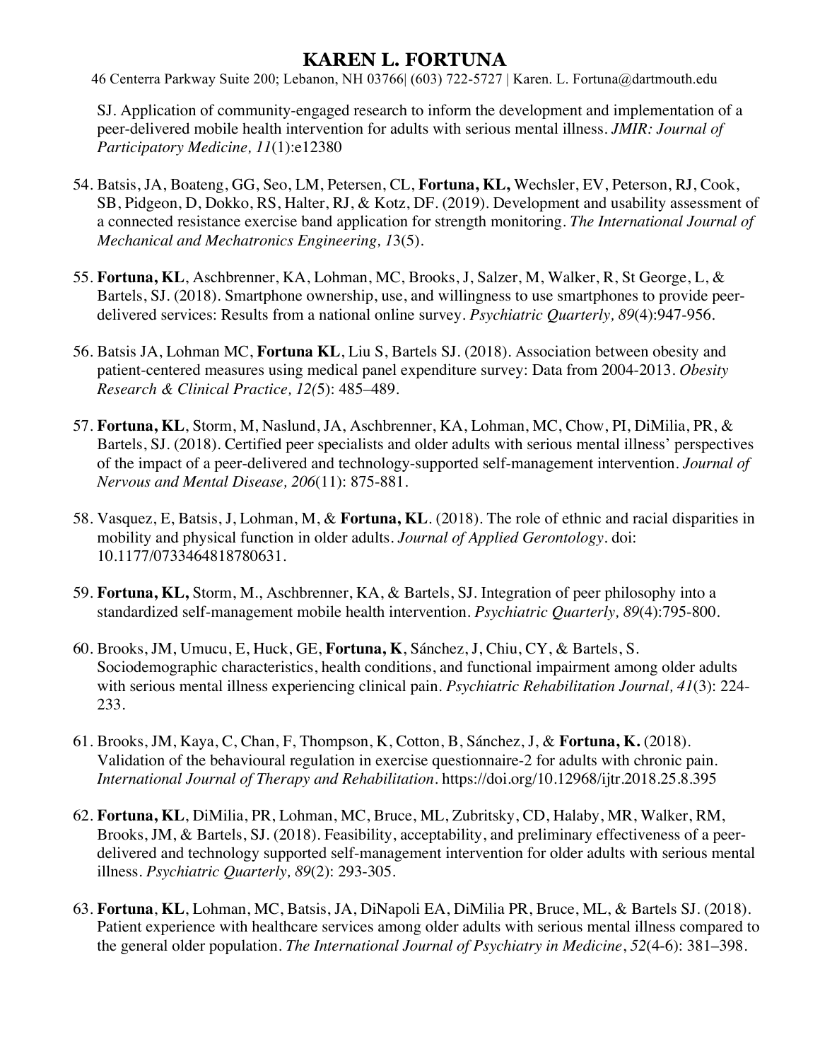SJ. Application of community-engaged research to inform the development and implementation of a peer-delivered mobile health intervention for adults with serious mental illness. *JMIR: Journal of Participatory Medicine, 11*(1):e12380

54. Batsis, JA, Boateng, GG, Seo, LM, Petersen, CL, **Fortuna, KL,** Wechsler, EV, Peterson, RJ, Cook, SB, Pidgeon, D, Dokko, RS, Halter, RJ, & Kotz, DF. (2019). Development and usability assessment of a connected resistance exercise band application for strength monitoring. *The International Journal of Mechanical and Mechatronics Engineering, 13*(5).

55. **Fortuna, KL**, Aschbrenner, KA, Lohman, MC, Brooks, J, Salzer, M, Walker, R, St George, L, & Bartels, SJ. (2018). Smartphone ownership, use, and willingness to use smartphones to provide peer-delivered services: Results from a national online survey. *Psychiatric Quarterly, 89*(4):947-956.

56. Batsis JA, Lohman MC, **Fortuna KL**, Liu S, Bartels SJ. (2018). Association between obesity and patient-centered measures using medical panel expenditure survey: Data from 2004-2013. *Obesity Research & Clinical Practice, 12(*5): 485–489.

57. **Fortuna, KL**, Storm, M, Naslund, JA, Aschbrenner, KA, Lohman, MC, Chow, PI, DiMilia, PR, & Bartels, SJ. (2018). Certified peer specialists and older adults with serious mental illness' perspectives of the impact of a peer-delivered and technology-supported self-management intervention. *Journal of Nervous and Mental Disease, 206*(11): 875-881.

58. Vasquez, E, Batsis, J, Lohman, M, & **Fortuna, KL**. (2018). The role of ethnic and racial disparities in mobility and physical function in older adults. *Journal of Applied Gerontology*. doi: 10.1177/0733464818780631.

59. **Fortuna, KL,** Storm, M., Aschbrenner, KA, & Bartels, SJ. Integration of peer philosophy into a standardized self-management mobile health intervention. *Psychiatric Quarterly, 89*(4):795-800.

60. Brooks, JM, Umucu, E, Huck, GE, **Fortuna, K**, Sánchez, J, Chiu, CY, & Bartels, S. Sociodemographic characteristics, health conditions, and functional impairment among older adults with serious mental illness experiencing clinical pain. *Psychiatric Rehabilitation Journal, 41*(3): 224-233.

61. Brooks, JM, Kaya, C, Chan, F, Thompson, K, Cotton, B, Sánchez, J, & **Fortuna, K.** (2018). Validation of the behavioural regulation in exercise questionnaire-2 for adults with chronic pain. *International Journal of Therapy and Rehabilitation*. https://doi.org/10.12968/ijtr.2018.25.8.395

62. **Fortuna, KL**, DiMilia, PR, Lohman, MC, Bruce, ML, Zubritsky, CD, Halaby, MR, Walker, RM, Brooks, JM, & Bartels, SJ. (2018). Feasibility, acceptability, and preliminary effectiveness of a peer-delivered and technology supported self-management intervention for older adults with serious mental illness. *Psychiatric Quarterly, 89*(2): 293-305.

63. **Fortuna**, **KL**, Lohman, MC, Batsis, JA, DiNapoli EA, DiMilia PR, Bruce, ML, & Bartels SJ. (2018). Patient experience with healthcare services among older adults with serious mental illness compared to the general older population. *The International Journal of Psychiatry in Medicine*, *52*(4-6): 381–398.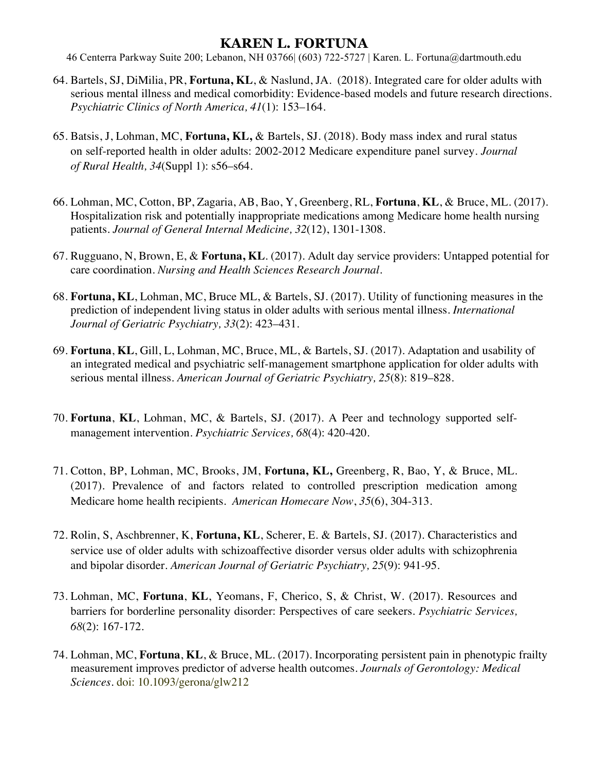64. Bartels, SJ, DiMilia, PR, **Fortuna, KL**, & Naslund, JA. (2018). Integrated care for older adults with serious mental illness and medical comorbidity: Evidence-based models and future research directions. *Psychiatric Clinics of North America, 41*(1): 153–164.

65. Batsis, J, Lohman, MC, **Fortuna, KL,** & Bartels, SJ. (2018). Body mass index and rural status on self-reported health in older adults: 2002-2012 Medicare expenditure panel survey. *Journal of Rural Health, 34*(Suppl 1): s56–s64.

66. Lohman, MC, Cotton, BP, Zagaria, AB, Bao, Y, Greenberg, RL, **Fortuna**, **KL**, & Bruce, ML. (2017). Hospitalization risk and potentially inappropriate medications among Medicare home health nursing patients. *Journal of General Internal Medicine, 32*(12), 1301-1308.

67. Rugguano, N, Brown, E, & **Fortuna, KL**. (2017). Adult day service providers: Untapped potential for care coordination. *Nursing and Health Sciences Research Journal.*

68. **Fortuna, KL**, Lohman, MC, Bruce ML, & Bartels, SJ. (2017). Utility of functioning measures in the prediction of independent living status in older adults with serious mental illness. *International Journal of Geriatric Psychiatry, 33*(2): 423–431.

69. **Fortuna**, **KL**, Gill, L, Lohman, MC, Bruce, ML, & Bartels, SJ. (2017). Adaptation and usability of an integrated medical and psychiatric self-management smartphone application for older adults with serious mental illness. *American Journal of Geriatric Psychiatry, 25*(8): 819–828.

70. **Fortuna**, **KL**, Lohman, MC, & Bartels, SJ. (2017). A Peer and technology supported self-management intervention. *Psychiatric Services, 68*(4): 420-420.

71. Cotton, BP, Lohman, MC, Brooks, JM, **Fortuna, KL,** Greenberg, R, Bao, Y, & Bruce, ML. (2017). Prevalence of and factors related to controlled prescription medication among Medicare home health recipients. *American Homecare Now*, *35*(6), 304-313.

72. Rolin, S, Aschbrenner, K, **Fortuna, KL**, Scherer, E. & Bartels, SJ. (2017). Characteristics and service use of older adults with schizoaffective disorder versus older adults with schizophrenia and bipolar disorder. *American Journal of Geriatric Psychiatry, 25*(9): 941-95.

73. Lohman, MC, **Fortuna**, **KL**, Yeomans, F, Cherico, S, & Christ, W. (2017). Resources and barriers for borderline personality disorder: Perspectives of care seekers. *Psychiatric Services, 68*(2): 167-172.

74. Lohman, MC, **Fortuna**, **KL**, & Bruce, ML. (2017). Incorporating persistent pain in phenotypic frailty measurement improves predictor of adverse health outcomes. *Journals of Gerontology: Medical Sciences.* doi: 10.1093/gerona/glw212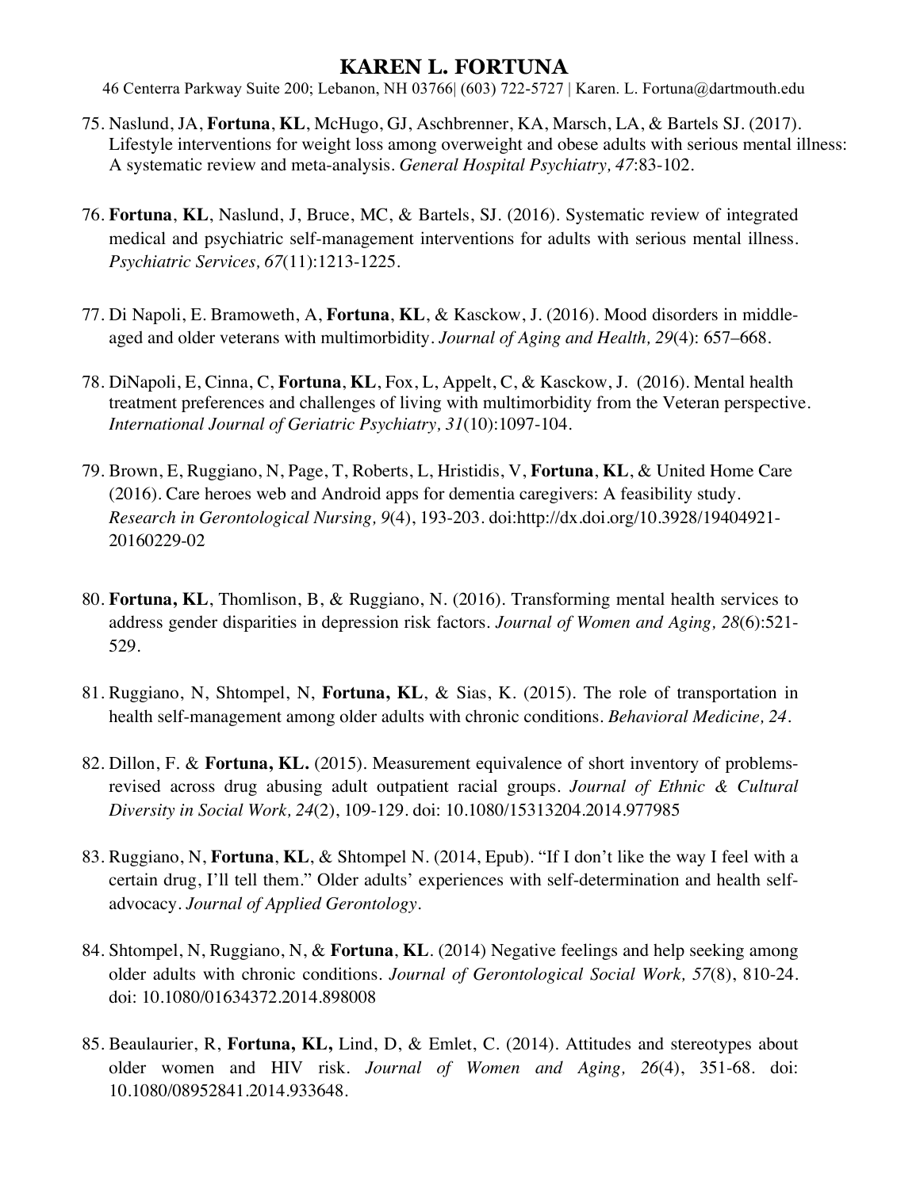75. Naslund, JA, **Fortuna**, **KL**, McHugo, GJ, Aschbrenner, KA, Marsch, LA, & Bartels SJ. (2017). Lifestyle interventions for weight loss among overweight and obese adults with serious mental illness: A systematic review and meta-analysis. *General Hospital Psychiatry, 47*:83-102.

76. **Fortuna**, **KL**, Naslund, J, Bruce, MC, & Bartels, SJ. (2016). Systematic review of integrated medical and psychiatric self-management interventions for adults with serious mental illness. *Psychiatric Services, 67*(11):1213-1225.

77. Di Napoli, E. Bramoweth, A, **Fortuna**, **KL**, & Kasckow, J. (2016). Mood disorders in middle-aged and older veterans with multimorbidity. *Journal of Aging and Health, 29*(4): 657–668.

78. DiNapoli, E, Cinna, C, **Fortuna**, **KL**, Fox, L, Appelt, C, & Kasckow, J. (2016). Mental health treatment preferences and challenges of living with multimorbidity from the Veteran perspective. *International Journal of Geriatric Psychiatry, 31*(10):1097-104.

79. Brown, E, Ruggiano, N, Page, T, Roberts, L, Hristidis, V, **Fortuna**, **KL**, & United Home Care (2016). Care heroes web and Android apps for dementia caregivers: A feasibility study. *Research in Gerontological Nursing, 9*(4), 193-203. doi:http://dx.doi.org/10.3928/19404921-20160229-02

80. **Fortuna, KL**, Thomlison, B, & Ruggiano, N. (2016). Transforming mental health services to address gender disparities in depression risk factors. *Journal of Women and Aging, 28*(6):521-529.

81. Ruggiano, N, Shtompel, N, **Fortuna, KL**, & Sias, K. (2015). The role of transportation in health self-management among older adults with chronic conditions. *Behavioral Medicine, 24*.

82. Dillon, F. & **Fortuna, KL.** (2015). Measurement equivalence of short inventory of problems-revised across drug abusing adult outpatient racial groups. *Journal of Ethnic & Cultural Diversity in Social Work, 24*(2), 109-129. doi: 10.1080/15313204.2014.977985

83. Ruggiano, N, **Fortuna**, **KL**, & Shtompel N. (2014, Epub). "If I don't like the way I feel with a certain drug, I'll tell them." Older adults' experiences with self-determination and health self-advocacy. *Journal of Applied Gerontology*.

84. Shtompel, N, Ruggiano, N, & **Fortuna**, **KL**. (2014) Negative feelings and help seeking among older adults with chronic conditions. *Journal of Gerontological Social Work, 57*(8), 810-24. doi: 10.1080/01634372.2014.898008

85. Beaulaurier, R, **Fortuna, KL,** Lind, D, & Emlet, C. (2014). Attitudes and stereotypes about older women and HIV risk. *Journal of Women and Aging, 26*(4), 351-68. doi: 10.1080/08952841.2014.933648.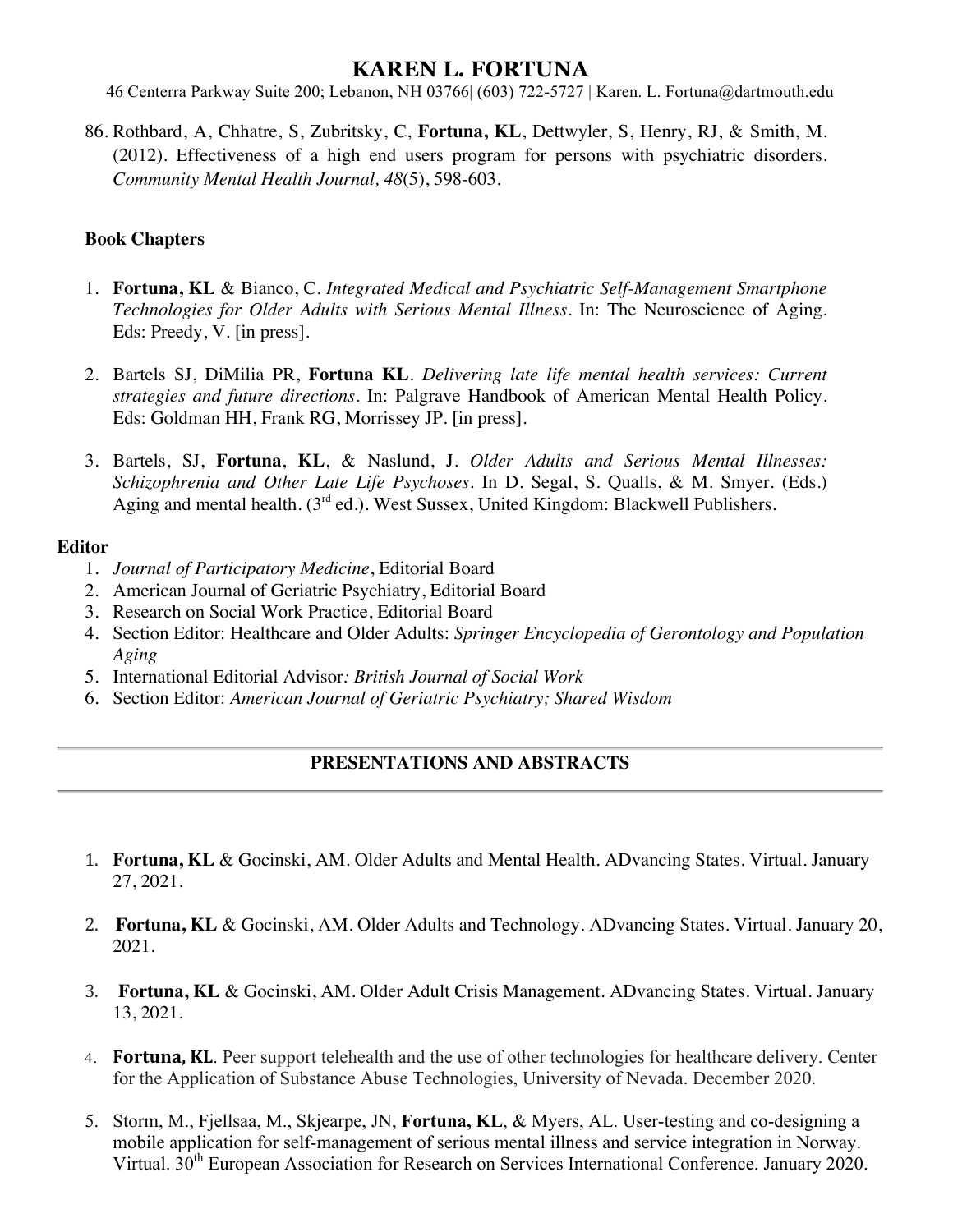86. Rothbard, A, Chhatre, S, Zubritsky, C, **Fortuna, KL**, Dettwyler, S, Henry, RJ, & Smith, M. (2012). Effectiveness of a high end users program for persons with psychiatric disorders. *Community Mental Health Journal, 48*(5), 598-603.

### Book Chapters

1. **Fortuna, KL** & Bianco, C. *Integrated Medical and Psychiatric Self-Management Smartphone Technologies for Older Adults with Serious Mental Illness*. In: The Neuroscience of Aging. Eds: Preedy, V. [in press].

2. Bartels SJ, DiMilia PR, **Fortuna KL**. *Delivering late life mental health services: Current strategies and future directions*. In: Palgrave Handbook of American Mental Health Policy. Eds: Goldman HH, Frank RG, Morrissey JP. [in press].

3. Bartels, SJ, **Fortuna**, **KL**, & Naslund, J. *Older Adults and Serious Mental Illnesses: Schizophrenia and Other Late Life Psychoses*. In D. Segal, S. Qualls, & M. Smyer. (Eds.) Aging and mental health. (3rd ed.). West Sussex, United Kingdom: Blackwell Publishers.

### Editor

1. *Journal of Participatory Medicine*, Editorial Board
2. American Journal of Geriatric Psychiatry, Editorial Board
3. Research on Social Work Practice, Editorial Board
4. Section Editor: Healthcare and Older Adults: *Springer Encyclopedia of Gerontology and Population Aging*
5. International Editorial Advisor*: British Journal of Social Work*
6. Section Editor: *American Journal of Geriatric Psychiatry; Shared Wisdom*

## PRESENTATIONS AND ABSTRACTS

1. **Fortuna, KL** & Gocinski, AM. Older Adults and Mental Health. ADvancing States. Virtual. January 27, 2021.

2. **Fortuna, KL** & Gocinski, AM. Older Adults and Technology. ADvancing States. Virtual. January 20, 2021.

3. **Fortuna, KL** & Gocinski, AM. Older Adult Crisis Management. ADvancing States. Virtual. January 13, 2021.

4. **Fortuna, KL**. Peer support telehealth and the use of other technologies for healthcare delivery. Center for the Application of Substance Abuse Technologies, University of Nevada. December 2020.

5. Storm, M., Fjellsaa, M., Skjearpe, JN, **Fortuna, KL**, & Myers, AL. User-testing and co-designing a mobile application for self-management of serious mental illness and service integration in Norway. Virtual. 30th European Association for Research on Services International Conference. January 2020.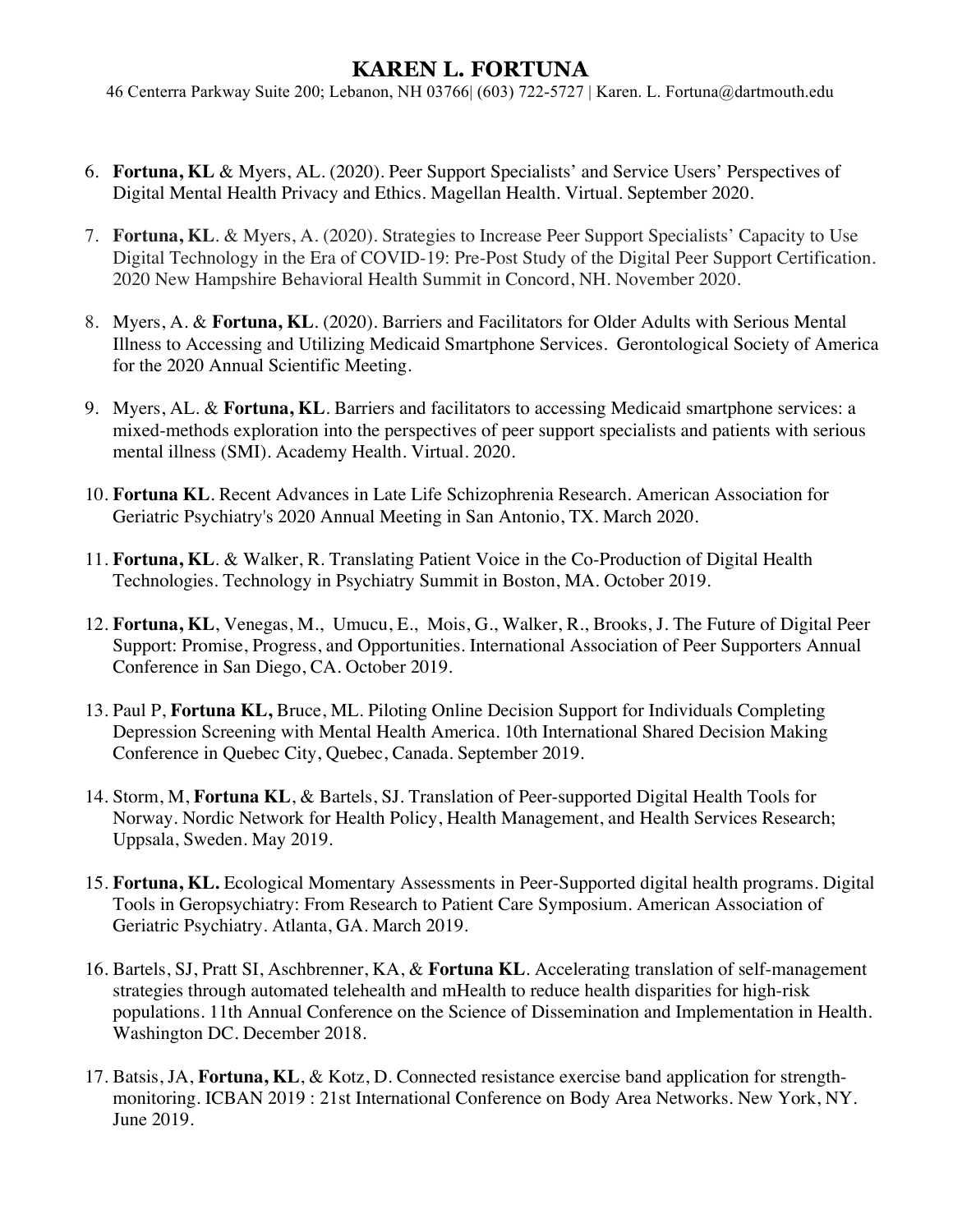6. **Fortuna, KL** & Myers, AL. (2020). Peer Support Specialists' and Service Users' Perspectives of Digital Mental Health Privacy and Ethics. Magellan Health. Virtual. September 2020.

7. **Fortuna, KL**. & Myers, A. (2020). Strategies to Increase Peer Support Specialists' Capacity to Use Digital Technology in the Era of COVID-19: Pre-Post Study of the Digital Peer Support Certification. 2020 New Hampshire Behavioral Health Summit in Concord, NH. November 2020.

8. Myers, A. & **Fortuna, KL**. (2020). Barriers and Facilitators for Older Adults with Serious Mental Illness to Accessing and Utilizing Medicaid Smartphone Services. Gerontological Society of America for the 2020 Annual Scientific Meeting.

9. Myers, AL. & **Fortuna, KL**. Barriers and facilitators to accessing Medicaid smartphone services: a mixed-methods exploration into the perspectives of peer support specialists and patients with serious mental illness (SMI). Academy Health. Virtual. 2020.

10. **Fortuna KL**. Recent Advances in Late Life Schizophrenia Research. American Association for Geriatric Psychiatry's 2020 Annual Meeting in San Antonio, TX. March 2020.

11. **Fortuna, KL**. & Walker, R. Translating Patient Voice in the Co-Production of Digital Health Technologies. Technology in Psychiatry Summit in Boston, MA. October 2019.

12. **Fortuna, KL**, Venegas, M., Umucu, E., Mois, G., Walker, R., Brooks, J. The Future of Digital Peer Support: Promise, Progress, and Opportunities. International Association of Peer Supporters Annual Conference in San Diego, CA. October 2019.

13. Paul P, **Fortuna KL,** Bruce, ML. Piloting Online Decision Support for Individuals Completing Depression Screening with Mental Health America. 10th International Shared Decision Making Conference in Quebec City, Quebec, Canada. September 2019.

14. Storm, M, **Fortuna KL**, & Bartels, SJ. Translation of Peer-supported Digital Health Tools for Norway. Nordic Network for Health Policy, Health Management, and Health Services Research; Uppsala, Sweden. May 2019.

15. **Fortuna, KL.** Ecological Momentary Assessments in Peer-Supported digital health programs. Digital Tools in Geropsychiatry: From Research to Patient Care Symposium. American Association of Geriatric Psychiatry. Atlanta, GA. March 2019.

16. Bartels, SJ, Pratt SI, Aschbrenner, KA, & **Fortuna KL**. Accelerating translation of self-management strategies through automated telehealth and mHealth to reduce health disparities for high-risk populations. 11th Annual Conference on the Science of Dissemination and Implementation in Health. Washington DC. December 2018.

17. Batsis, JA, **Fortuna, KL**, & Kotz, D. Connected resistance exercise band application for strength-monitoring. ICBAN 2019 : 21st International Conference on Body Area Networks. New York, NY. June 2019.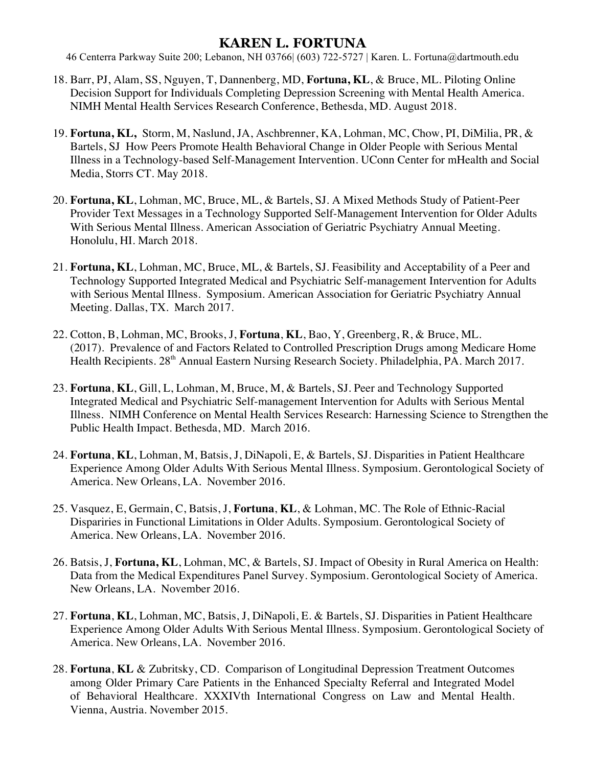18. Barr, PJ, Alam, SS, Nguyen, T, Dannenberg, MD, **Fortuna, KL**, & Bruce, ML. Piloting Online Decision Support for Individuals Completing Depression Screening with Mental Health America. NIMH Mental Health Services Research Conference, Bethesda, MD. August 2018.

19. **Fortuna, KL,** Storm, M, Naslund, JA, Aschbrenner, KA, Lohman, MC, Chow, PI, DiMilia, PR, & Bartels, SJ How Peers Promote Health Behavioral Change in Older People with Serious Mental Illness in a Technology-based Self-Management Intervention. UConn Center for mHealth and Social Media, Storrs CT. May 2018.

20. **Fortuna, KL**, Lohman, MC, Bruce, ML, & Bartels, SJ. A Mixed Methods Study of Patient-Peer Provider Text Messages in a Technology Supported Self-Management Intervention for Older Adults With Serious Mental Illness. American Association of Geriatric Psychiatry Annual Meeting. Honolulu, HI. March 2018.

21. **Fortuna, KL**, Lohman, MC, Bruce, ML, & Bartels, SJ. Feasibility and Acceptability of a Peer and Technology Supported Integrated Medical and Psychiatric Self-management Intervention for Adults with Serious Mental Illness. Symposium. American Association for Geriatric Psychiatry Annual Meeting. Dallas, TX. March 2017.

22. Cotton, B, Lohman, MC, Brooks, J, **Fortuna**, **KL**, Bao, Y, Greenberg, R, & Bruce, ML. (2017). Prevalence of and Factors Related to Controlled Prescription Drugs among Medicare Home Health Recipients. 28th Annual Eastern Nursing Research Society. Philadelphia, PA. March 2017.

23. **Fortuna**, **KL**, Gill, L, Lohman, M, Bruce, M, & Bartels, SJ. Peer and Technology Supported Integrated Medical and Psychiatric Self-management Intervention for Adults with Serious Mental Illness. NIMH Conference on Mental Health Services Research: Harnessing Science to Strengthen the Public Health Impact. Bethesda, MD. March 2016.

24. **Fortuna**, **KL**, Lohman, M, Batsis, J, DiNapoli, E, & Bartels, SJ. Disparities in Patient Healthcare Experience Among Older Adults With Serious Mental Illness. Symposium. Gerontological Society of America. New Orleans, LA. November 2016.

25. Vasquez, E, Germain, C, Batsis, J, **Fortuna**, **KL**, & Lohman, MC. The Role of Ethnic-Racial Dispariries in Functional Limitations in Older Adults. Symposium. Gerontological Society of America. New Orleans, LA. November 2016.

26. Batsis, J, **Fortuna, KL**, Lohman, MC, & Bartels, SJ. Impact of Obesity in Rural America on Health: Data from the Medical Expenditures Panel Survey. Symposium. Gerontological Society of America. New Orleans, LA. November 2016.

27. **Fortuna**, **KL**, Lohman, MC, Batsis, J, DiNapoli, E. & Bartels, SJ. Disparities in Patient Healthcare Experience Among Older Adults With Serious Mental Illness. Symposium. Gerontological Society of America. New Orleans, LA. November 2016.

28. **Fortuna**, **KL** & Zubritsky, CD. Comparison of Longitudinal Depression Treatment Outcomes among Older Primary Care Patients in the Enhanced Specialty Referral and Integrated Model of Behavioral Healthcare. XXXIVth International Congress on Law and Mental Health. Vienna, Austria. November 2015.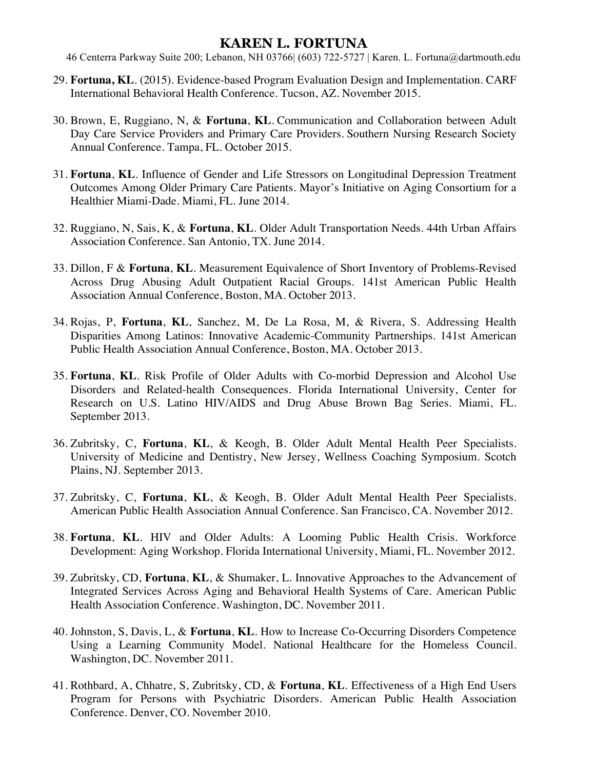29. **Fortuna, KL**. (2015). Evidence-based Program Evaluation Design and Implementation. CARF International Behavioral Health Conference. Tucson, AZ. November 2015.

30. Brown, E, Ruggiano, N, & **Fortuna**, **KL**. Communication and Collaboration between Adult Day Care Service Providers and Primary Care Providers. Southern Nursing Research Society Annual Conference. Tampa, FL. October 2015.

31. **Fortuna**, **KL**. Influence of Gender and Life Stressors on Longitudinal Depression Treatment Outcomes Among Older Primary Care Patients. Mayor's Initiative on Aging Consortium for a Healthier Miami-Dade. Miami, FL. June 2014.

32. Ruggiano, N, Sais, K, & **Fortuna**, **KL**. Older Adult Transportation Needs. 44th Urban Affairs Association Conference. San Antonio, TX. June 2014.

33. Dillon, F & **Fortuna**, **KL**. Measurement Equivalence of Short Inventory of Problems-Revised Across Drug Abusing Adult Outpatient Racial Groups. 141st American Public Health Association Annual Conference, Boston, MA. October 2013.

34. Rojas, P, **Fortuna**, **KL**, Sanchez, M, De La Rosa, M, & Rivera, S. Addressing Health Disparities Among Latinos: Innovative Academic-Community Partnerships. 141st American Public Health Association Annual Conference, Boston, MA. October 2013.

35. **Fortuna**, **KL**. Risk Profile of Older Adults with Co-morbid Depression and Alcohol Use Disorders and Related-health Consequences. Florida International University, Center for Research on U.S. Latino HIV/AIDS and Drug Abuse Brown Bag Series. Miami, FL. September 2013.

36. Zubritsky, C, **Fortuna**, **KL**, & Keogh, B. Older Adult Mental Health Peer Specialists. University of Medicine and Dentistry, New Jersey, Wellness Coaching Symposium. Scotch Plains, NJ. September 2013.

37. Zubritsky, C, **Fortuna**, **KL**, & Keogh, B. Older Adult Mental Health Peer Specialists. American Public Health Association Annual Conference. San Francisco, CA. November 2012.

38. **Fortuna**, **KL**. HIV and Older Adults: A Looming Public Health Crisis. Workforce Development: Aging Workshop. Florida International University, Miami, FL. November 2012.

39. Zubritsky, CD, **Fortuna**, **KL**, & Shumaker, L. Innovative Approaches to the Advancement of Integrated Services Across Aging and Behavioral Health Systems of Care. American Public Health Association Conference. Washington, DC. November 2011.

40. Johnston, S, Davis, L, & **Fortuna**, **KL**. How to Increase Co-Occurring Disorders Competence Using a Learning Community Model. National Healthcare for the Homeless Council. Washington, DC. November 2011.

41. Rothbard, A, Chhatre, S, Zubritsky, CD, & **Fortuna**, **KL**. Effectiveness of a High End Users Program for Persons with Psychiatric Disorders. American Public Health Association Conference. Denver, CO. November 2010.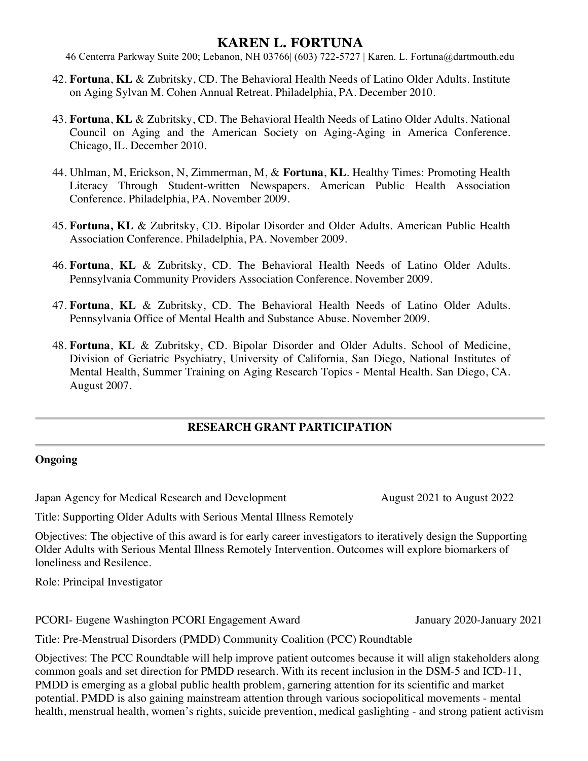42. **Fortuna**, **KL** & Zubritsky, CD. The Behavioral Health Needs of Latino Older Adults. Institute on Aging Sylvan M. Cohen Annual Retreat. Philadelphia, PA. December 2010.

43. **Fortuna**, **KL** & Zubritsky, CD. The Behavioral Health Needs of Latino Older Adults. National Council on Aging and the American Society on Aging-Aging in America Conference. Chicago, IL. December 2010.

44. Uhlman, M, Erickson, N, Zimmerman, M, & **Fortuna**, **KL**. Healthy Times: Promoting Health Literacy Through Student-written Newspapers. American Public Health Association Conference. Philadelphia, PA. November 2009.

45. **Fortuna, KL** & Zubritsky, CD. Bipolar Disorder and Older Adults. American Public Health Association Conference. Philadelphia, PA. November 2009.

46. **Fortuna**, **KL** & Zubritsky, CD. The Behavioral Health Needs of Latino Older Adults. Pennsylvania Community Providers Association Conference. November 2009.

47. **Fortuna**, **KL** & Zubritsky, CD. The Behavioral Health Needs of Latino Older Adults. Pennsylvania Office of Mental Health and Substance Abuse. November 2009.

48. **Fortuna**, **KL** & Zubritsky, CD. Bipolar Disorder and Older Adults. School of Medicine, Division of Geriatric Psychiatry, University of California, San Diego, National Institutes of Mental Health, Summer Training on Aging Research Topics - Mental Health. San Diego, CA. August 2007.

## RESEARCH GRANT PARTICIPATION

### Ongoing

Japan Agency for Medical Research and Development — August 2021 to August 2022

Title: Supporting Older Adults with Serious Mental Illness Remotely

Objectives: The objective of this award is for early career investigators to iteratively design the Supporting Older Adults with Serious Mental Illness Remotely Intervention. Outcomes will explore biomarkers of loneliness and Resilence.

Role: Principal Investigator

PCORI- Eugene Washington PCORI Engagement Award — January 2020-January 2021

Title: Pre-Menstrual Disorders (PMDD) Community Coalition (PCC) Roundtable

Objectives: The PCC Roundtable will help improve patient outcomes because it will align stakeholders along common goals and set direction for PMDD research. With its recent inclusion in the DSM-5 and ICD-11, PMDD is emerging as a global public health problem, garnering attention for its scientific and market potential. PMDD is also gaining mainstream attention through various sociopolitical movements - mental health, menstrual health, women's rights, suicide prevention, medical gaslighting - and strong patient activism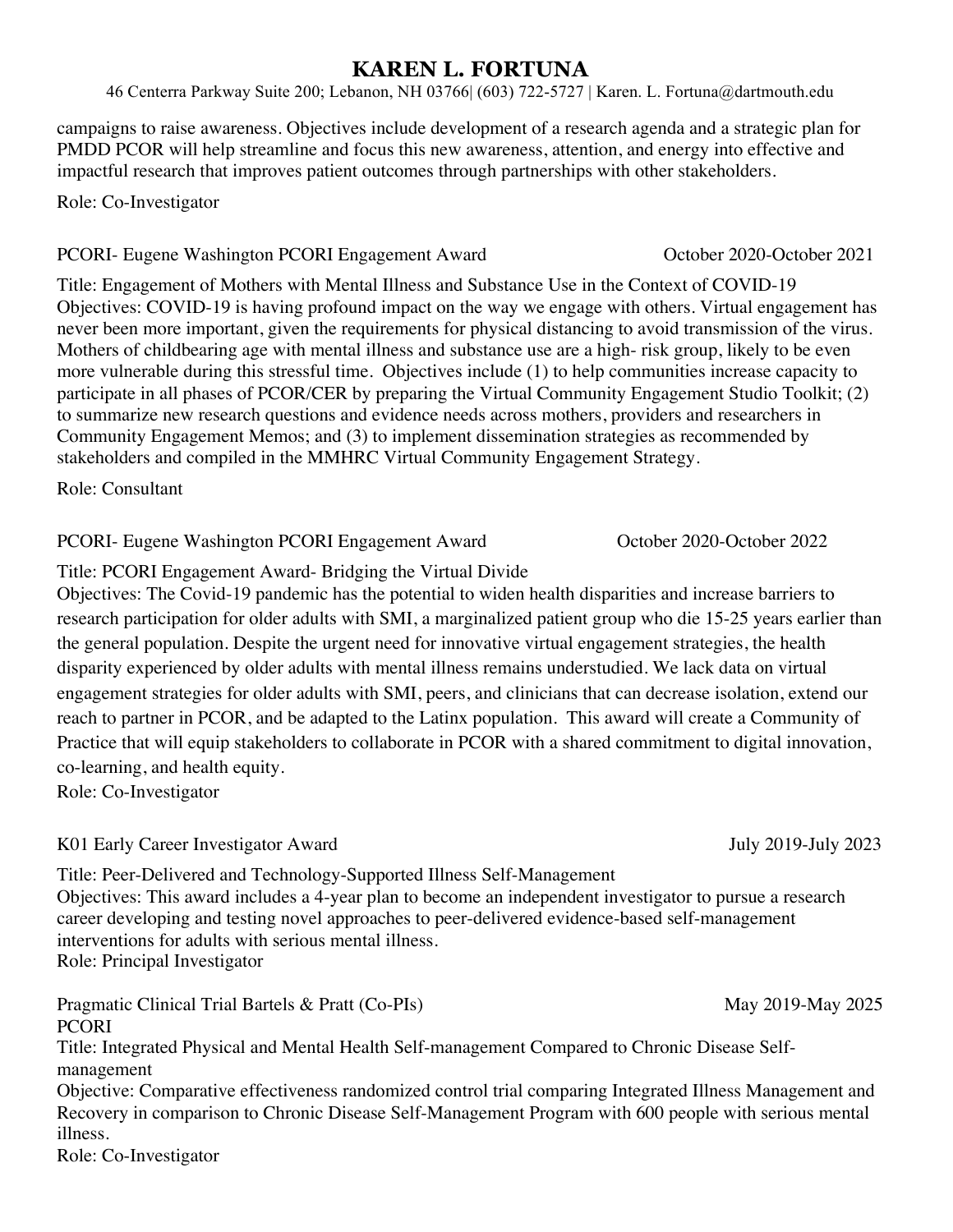campaigns to raise awareness. Objectives include development of a research agenda and a strategic plan for PMDD PCOR will help streamline and focus this new awareness, attention, and energy into effective and impactful research that improves patient outcomes through partnerships with other stakeholders.

Role: Co-Investigator

PCORI- Eugene Washington PCORI Engagement Award October 2020-October 2021

Title: Engagement of Mothers with Mental Illness and Substance Use in the Context of COVID-19
Objectives: COVID-19 is having profound impact on the way we engage with others. Virtual engagement has never been more important, given the requirements for physical distancing to avoid transmission of the virus. Mothers of childbearing age with mental illness and substance use are a high- risk group, likely to be even more vulnerable during this stressful time. Objectives include (1) to help communities increase capacity to participate in all phases of PCOR/CER by preparing the Virtual Community Engagement Studio Toolkit; (2) to summarize new research questions and evidence needs across mothers, providers and researchers in Community Engagement Memos; and (3) to implement dissemination strategies as recommended by stakeholders and compiled in the MMHRC Virtual Community Engagement Strategy.

Role: Consultant

PCORI- Eugene Washington PCORI Engagement Award October 2020-October 2022

Title: PCORI Engagement Award- Bridging the Virtual Divide
Objectives: The Covid-19 pandemic has the potential to widen health disparities and increase barriers to research participation for older adults with SMI, a marginalized patient group who die 15-25 years earlier than the general population. Despite the urgent need for innovative virtual engagement strategies, the health disparity experienced by older adults with mental illness remains understudied. We lack data on virtual engagement strategies for older adults with SMI, peers, and clinicians that can decrease isolation, extend our reach to partner in PCOR, and be adapted to the Latinx population. This award will create a Community of Practice that will equip stakeholders to collaborate in PCOR with a shared commitment to digital innovation, co-learning, and health equity.
Role: Co-Investigator

K01 Early Career Investigator Award July 2019-July 2023

Title: Peer-Delivered and Technology-Supported Illness Self-Management
Objectives: This award includes a 4-year plan to become an independent investigator to pursue a research career developing and testing novel approaches to peer-delivered evidence-based self-management interventions for adults with serious mental illness.
Role: Principal Investigator

Pragmatic Clinical Trial Bartels & Pratt (Co-PIs) May 2019-May 2025
PCORI
Title: Integrated Physical and Mental Health Self-management Compared to Chronic Disease Self-management
Objective: Comparative effectiveness randomized control trial comparing Integrated Illness Management and Recovery in comparison to Chronic Disease Self-Management Program with 600 people with serious mental illness.
Role: Co-Investigator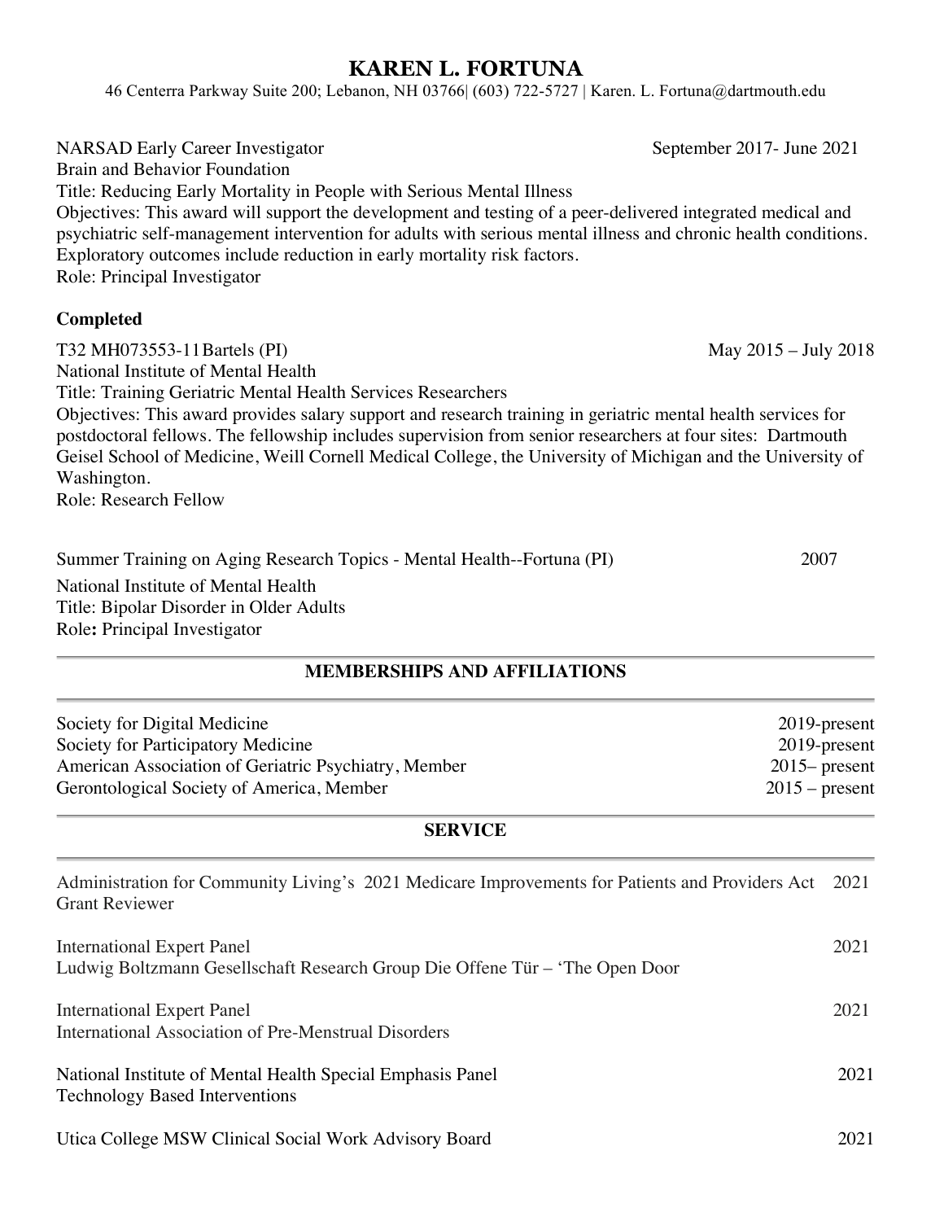# KAREN L. FORTUNA

46 Centerra Parkway Suite 200; Lebanon, NH 03766| (603) 722-5727 | Karen. L. Fortuna@dartmouth.edu

NARSAD Early Career Investigator — September 2017- June 2021
Brain and Behavior Foundation
Title: Reducing Early Mortality in People with Serious Mental Illness
Objectives: This award will support the development and testing of a peer-delivered integrated medical and psychiatric self-management intervention for adults with serious mental illness and chronic health conditions. Exploratory outcomes include reduction in early mortality risk factors.
Role: Principal Investigator

**Completed**

T32 MH073553-11 Bartels (PI) — May 2015 – July 2018
National Institute of Mental Health
Title: Training Geriatric Mental Health Services Researchers
Objectives: This award provides salary support and research training in geriatric mental health services for postdoctoral fellows. The fellowship includes supervision from senior researchers at four sites: Dartmouth Geisel School of Medicine, Weill Cornell Medical College, the University of Michigan and the University of Washington.
Role: Research Fellow

Summer Training on Aging Research Topics - Mental Health--Fortuna (PI) — 2007
National Institute of Mental Health
Title: Bipolar Disorder in Older Adults
Role**:** Principal Investigator

## MEMBERSHIPS AND AFFILIATIONS

Society for Digital Medicine — 2019-present
Society for Participatory Medicine — 2019-present
American Association of Geriatric Psychiatry, Member — 2015– present
Gerontological Society of America, Member — 2015 – present

## SERVICE

Administration for Community Living's 2021 Medicare Improvements for Patients and Providers Act Grant Reviewer — 2021

International Expert Panel — 2021
Ludwig Boltzmann Gesellschaft Research Group Die Offene Tür – 'The Open Door

International Expert Panel — 2021
International Association of Pre-Menstrual Disorders

National Institute of Mental Health Special Emphasis Panel — 2021
Technology Based Interventions

Utica College MSW Clinical Social Work Advisory Board — 2021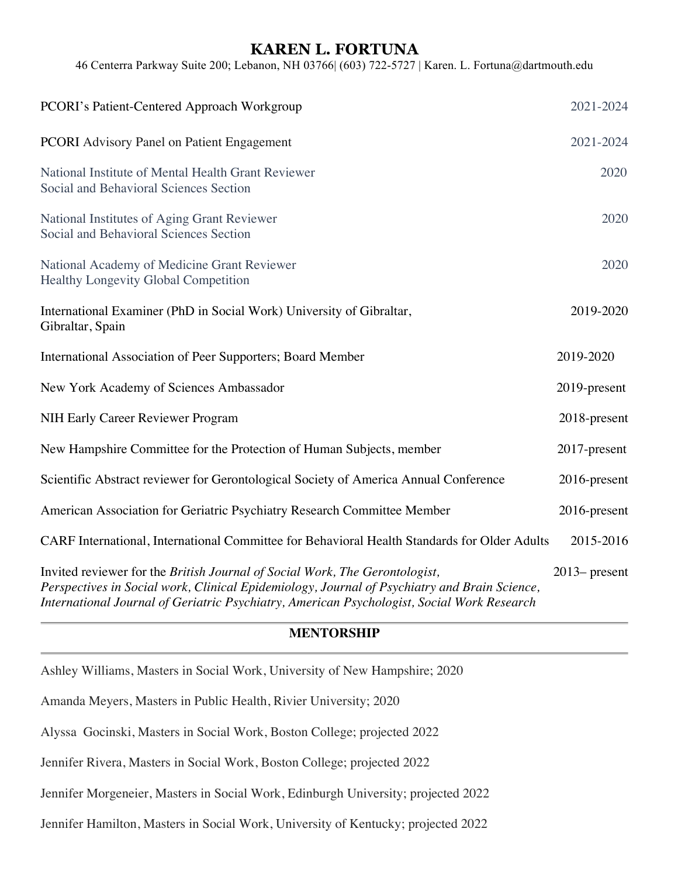# KAREN L. FORTUNA

46 Centerra Parkway Suite 200; Lebanon, NH 03766| (603) 722-5727 | Karen. L. Fortuna@dartmouth.edu

PCORI's Patient-Centered Approach Workgroup 2021-2024

PCORI Advisory Panel on Patient Engagement 2021-2024

National Institute of Mental Health Grant Reviewer 2020
Social and Behavioral Sciences Section

National Institutes of Aging Grant Reviewer 2020
Social and Behavioral Sciences Section

National Academy of Medicine Grant Reviewer 2020
Healthy Longevity Global Competition

International Examiner (PhD in Social Work) University of Gibraltar, Gibraltar, Spain 2019-2020

International Association of Peer Supporters; Board Member 2019-2020

New York Academy of Sciences Ambassador 2019-present

NIH Early Career Reviewer Program 2018-present

New Hampshire Committee for the Protection of Human Subjects, member 2017-present

Scientific Abstract reviewer for Gerontological Society of America Annual Conference 2016-present

American Association for Geriatric Psychiatry Research Committee Member 2016-present

CARF International, International Committee for Behavioral Health Standards for Older Adults 2015-2016

Invited reviewer for the *British Journal of Social Work, The Gerontologist, Perspectives in Social work, Clinical Epidemiology, Journal of Psychiatry and Brain Science, International Journal of Geriatric Psychiatry, American Psychologist, Social Work Research* 2013– present

## MENTORSHIP

Ashley Williams, Masters in Social Work, University of New Hampshire; 2020

Amanda Meyers, Masters in Public Health, Rivier University; 2020

Alyssa Gocinski, Masters in Social Work, Boston College; projected 2022

Jennifer Rivera, Masters in Social Work, Boston College; projected 2022

Jennifer Morgeneier, Masters in Social Work, Edinburgh University; projected 2022

Jennifer Hamilton, Masters in Social Work, University of Kentucky; projected 2022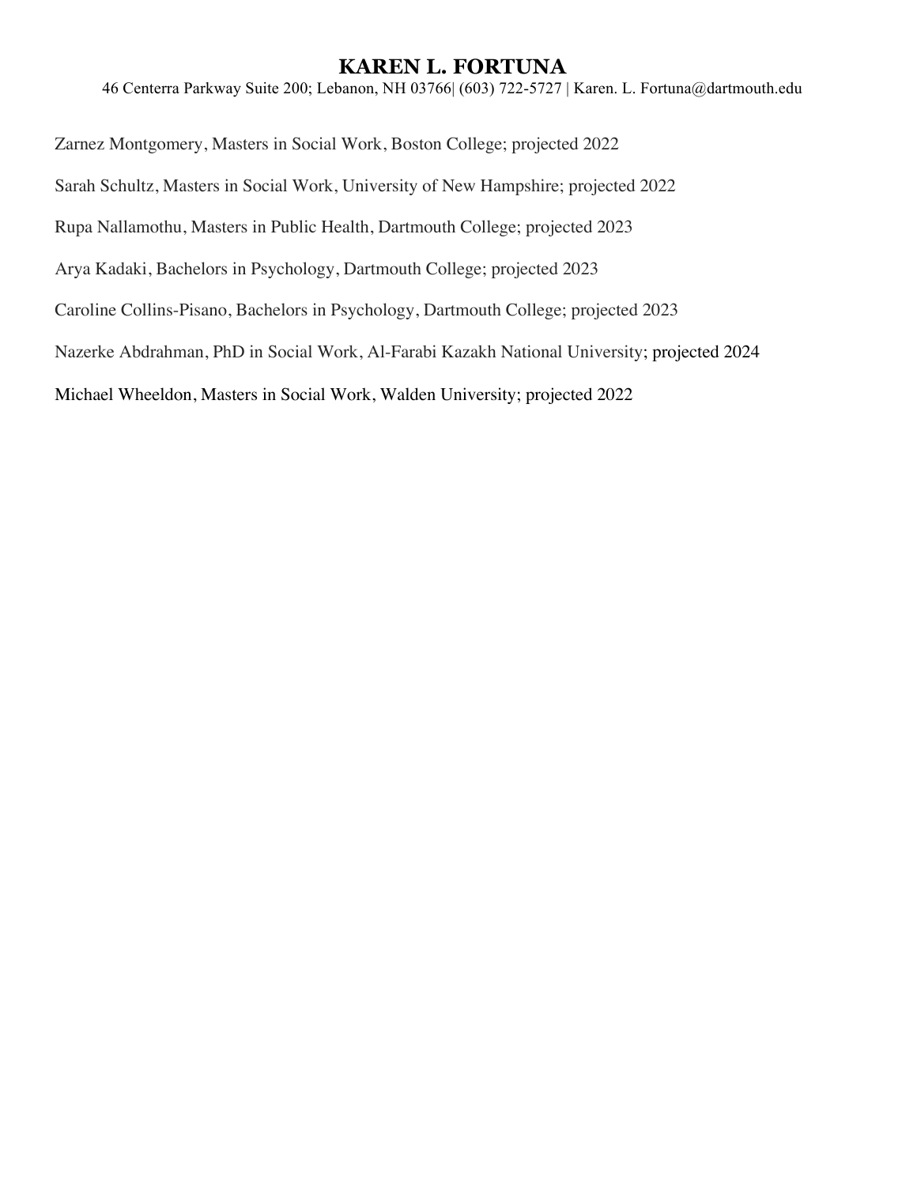Zarnez Montgomery, Masters in Social Work, Boston College; projected 2022

Sarah Schultz, Masters in Social Work, University of New Hampshire; projected 2022

Rupa Nallamothu, Masters in Public Health, Dartmouth College; projected 2023

Arya Kadaki, Bachelors in Psychology, Dartmouth College; projected 2023

Caroline Collins-Pisano, Bachelors in Psychology, Dartmouth College; projected 2023

Nazerke Abdrahman, PhD in Social Work, Al-Farabi Kazakh National University; projected 2024

Michael Wheeldon, Masters in Social Work, Walden University; projected 2022